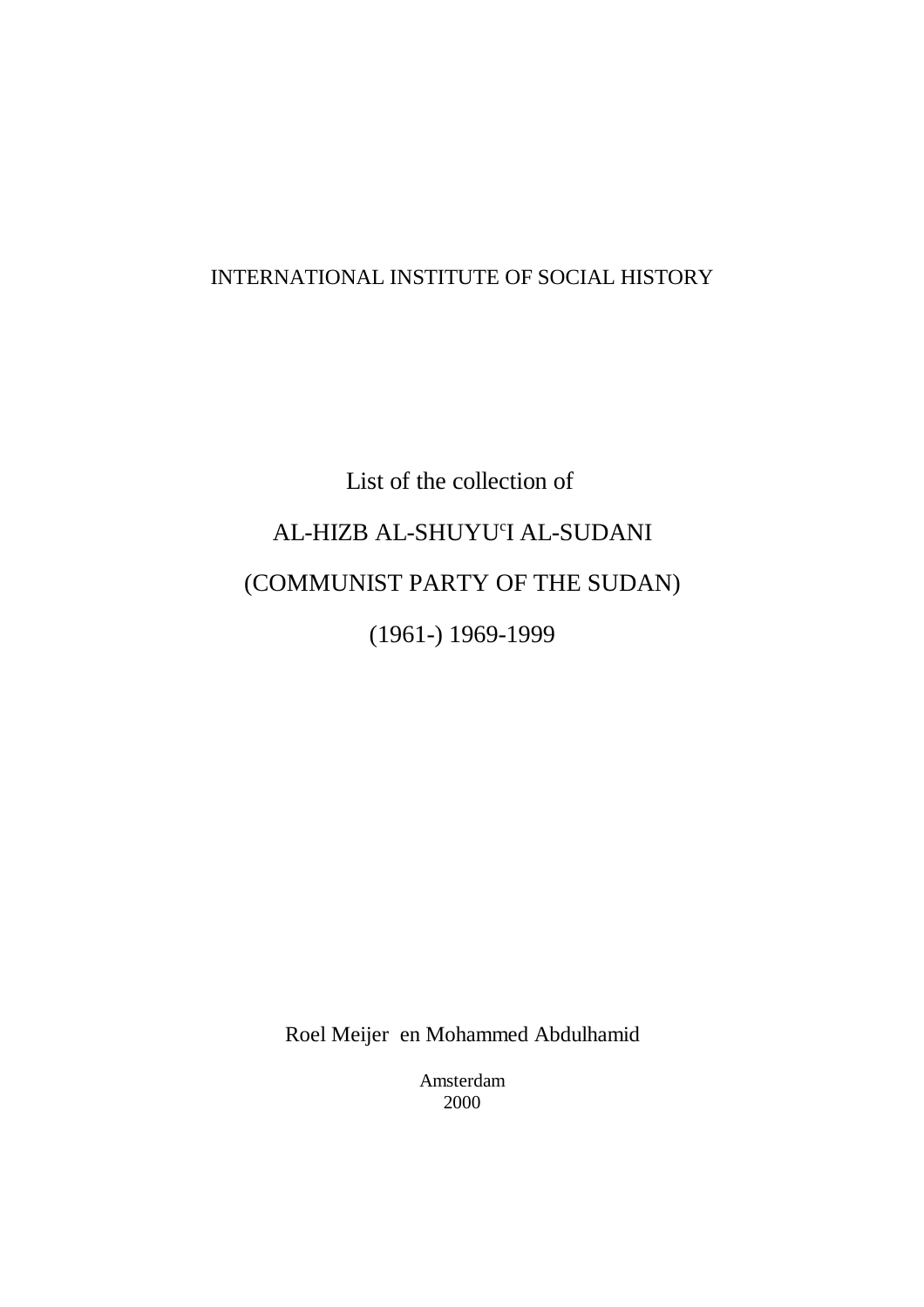INTERNATIONAL INSTITUTE OF SOCIAL HISTORY

# List of the collection of

# AL-HIZB AL-SHUYU<sup>c</sup>I AL-SUDANI

# (COMMUNIST PARTY OF THE SUDAN)

# (1961-) 1969-1999

Roel Meijer en Mohammed Abdulhamid

Amsterdam
2000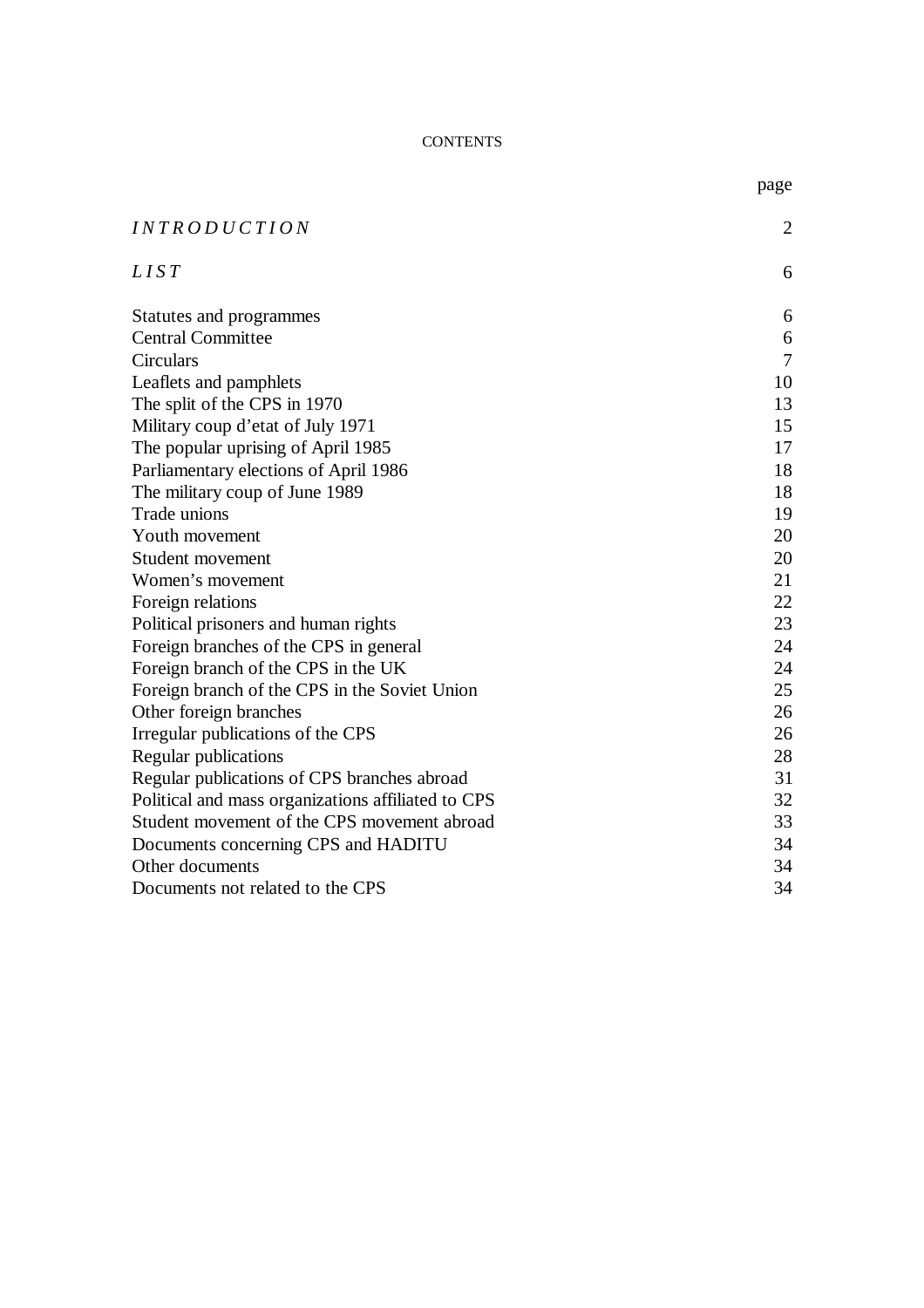# CONTENTS

| | page |
|---|---|
| *INTRODUCTION* | 2 |
| *LIST* | 6 |
| Statutes and programmes | 6 |
| Central Committee | 6 |
| Circulars | 7 |
| Leaflets and pamphlets | 10 |
| The split of the CPS in 1970 | 13 |
| Military coup d'etat of July 1971 | 15 |
| The popular uprising of April 1985 | 17 |
| Parliamentary elections of April 1986 | 18 |
| The military coup of June 1989 | 18 |
| Trade unions | 19 |
| Youth movement | 20 |
| Student movement | 20 |
| Women's movement | 21 |
| Foreign relations | 22 |
| Political prisoners and human rights | 23 |
| Foreign branches of the CPS in general | 24 |
| Foreign branch of the CPS in the UK | 24 |
| Foreign branch of the CPS in the Soviet Union | 25 |
| Other foreign branches | 26 |
| Irregular publications of the CPS | 26 |
| Regular publications | 28 |
| Regular publications of CPS branches abroad | 31 |
| Political and mass organizations affiliated to CPS | 32 |
| Student movement of the CPS movement abroad | 33 |
| Documents concerning CPS and HADITU | 34 |
| Other documents | 34 |
| Documents not related to the CPS | 34 |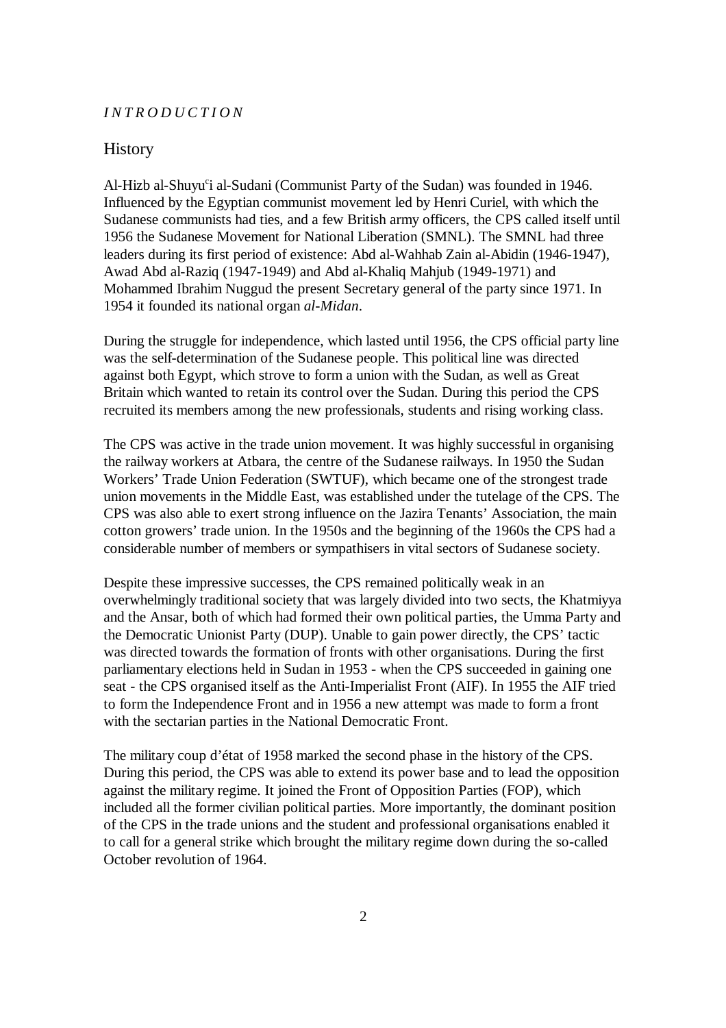*INTRODUCTION*

## History

Al-Hizb al-Shuyu[c]i al-Sudani (Communist Party of the Sudan) was founded in 1946. Influenced by the Egyptian communist movement led by Henri Curiel, with which the Sudanese communists had ties, and a few British army officers, the CPS called itself until 1956 the Sudanese Movement for National Liberation (SMNL). The SMNL had three leaders during its first period of existence: Abd al-Wahhab Zain al-Abidin (1946-1947), Awad Abd al-Raziq (1947-1949) and Abd al-Khaliq Mahjub (1949-1971) and Mohammed Ibrahim Nuggud the present Secretary general of the party since 1971. In 1954 it founded its national organ *al-Midan*.

During the struggle for independence, which lasted until 1956, the CPS official party line was the self-determination of the Sudanese people. This political line was directed against both Egypt, which strove to form a union with the Sudan, as well as Great Britain which wanted to retain its control over the Sudan. During this period the CPS recruited its members among the new professionals, students and rising working class.

The CPS was active in the trade union movement. It was highly successful in organising the railway workers at Atbara, the centre of the Sudanese railways. In 1950 the Sudan Workers' Trade Union Federation (SWTUF), which became one of the strongest trade union movements in the Middle East, was established under the tutelage of the CPS. The CPS was also able to exert strong influence on the Jazira Tenants' Association, the main cotton growers' trade union. In the 1950s and the beginning of the 1960s the CPS had a considerable number of members or sympathisers in vital sectors of Sudanese society.

Despite these impressive successes, the CPS remained politically weak in an overwhelmingly traditional society that was largely divided into two sects, the Khatmiyya and the Ansar, both of which had formed their own political parties, the Umma Party and the Democratic Unionist Party (DUP). Unable to gain power directly, the CPS' tactic was directed towards the formation of fronts with other organisations. During the first parliamentary elections held in Sudan in 1953 - when the CPS succeeded in gaining one seat - the CPS organised itself as the Anti-Imperialist Front (AIF). In 1955 the AIF tried to form the Independence Front and in 1956 a new attempt was made to form a front with the sectarian parties in the National Democratic Front.

The military coup d'état of 1958 marked the second phase in the history of the CPS. During this period, the CPS was able to extend its power base and to lead the opposition against the military regime. It joined the Front of Opposition Parties (FOP), which included all the former civilian political parties. More importantly, the dominant position of the CPS in the trade unions and the student and professional organisations enabled it to call for a general strike which brought the military regime down during the so-called October revolution of 1964.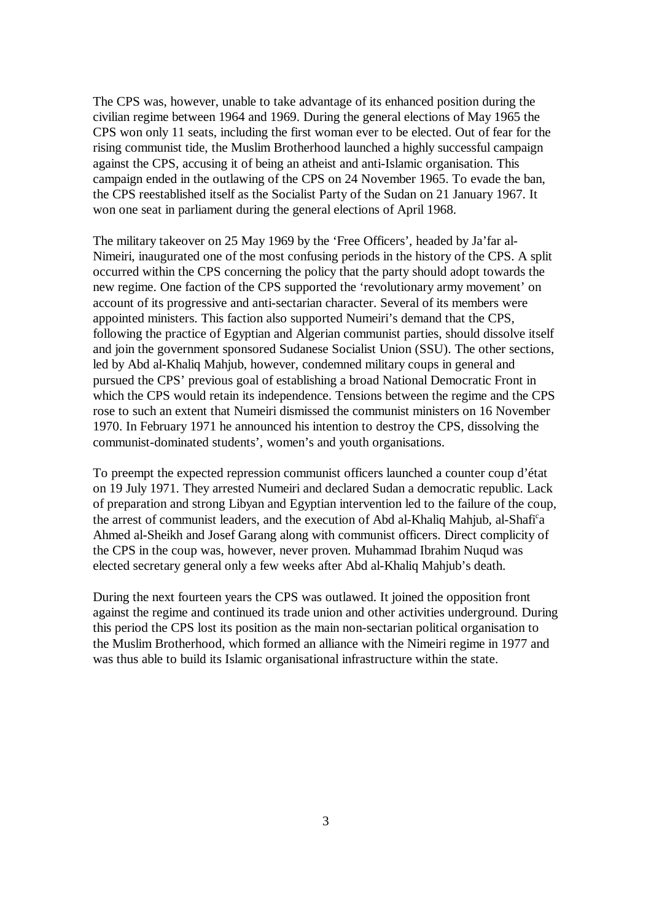The CPS was, however, unable to take advantage of its enhanced position during the civilian regime between 1964 and 1969. During the general elections of May 1965 the CPS won only 11 seats, including the first woman ever to be elected. Out of fear for the rising communist tide, the Muslim Brotherhood launched a highly successful campaign against the CPS, accusing it of being an atheist and anti-Islamic organisation. This campaign ended in the outlawing of the CPS on 24 November 1965. To evade the ban, the CPS reestablished itself as the Socialist Party of the Sudan on 21 January 1967. It won one seat in parliament during the general elections of April 1968.

The military takeover on 25 May 1969 by the 'Free Officers', headed by Ja'far al-Nimeiri, inaugurated one of the most confusing periods in the history of the CPS. A split occurred within the CPS concerning the policy that the party should adopt towards the new regime. One faction of the CPS supported the 'revolutionary army movement' on account of its progressive and anti-sectarian character. Several of its members were appointed ministers. This faction also supported Numeiri's demand that the CPS, following the practice of Egyptian and Algerian communist parties, should dissolve itself and join the government sponsored Sudanese Socialist Union (SSU). The other sections, led by Abd al-Khaliq Mahjub, however, condemned military coups in general and pursued the CPS' previous goal of establishing a broad National Democratic Front in which the CPS would retain its independence. Tensions between the regime and the CPS rose to such an extent that Numeiri dismissed the communist ministers on 16 November 1970. In February 1971 he announced his intention to destroy the CPS, dissolving the communist-dominated students', women's and youth organisations.

To preempt the expected repression communist officers launched a counter coup d'état on 19 July 1971. They arrested Numeiri and declared Sudan a democratic republic. Lack of preparation and strong Libyan and Egyptian intervention led to the failure of the coup, the arrest of communist leaders, and the execution of Abd al-Khaliq Mahjub, al-Shafiʿa Ahmed al-Sheikh and Josef Garang along with communist officers. Direct complicity of the CPS in the coup was, however, never proven. Muhammad Ibrahim Nuqud was elected secretary general only a few weeks after Abd al-Khaliq Mahjub's death.

During the next fourteen years the CPS was outlawed. It joined the opposition front against the regime and continued its trade union and other activities underground. During this period the CPS lost its position as the main non-sectarian political organisation to the Muslim Brotherhood, which formed an alliance with the Nimeiri regime in 1977 and was thus able to build its Islamic organisational infrastructure within the state.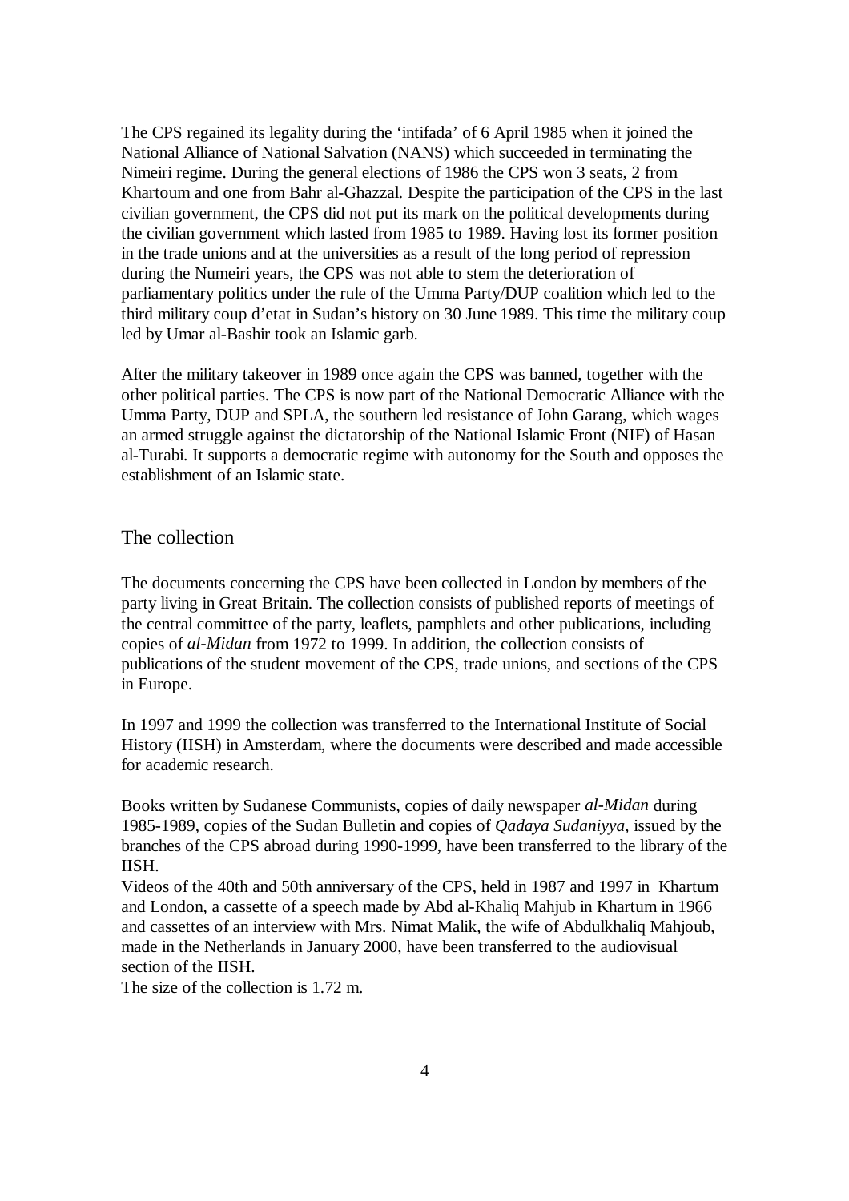The CPS regained its legality during the 'intifada' of 6 April 1985 when it joined the National Alliance of National Salvation (NANS) which succeeded in terminating the Nimeiri regime. During the general elections of 1986 the CPS won 3 seats, 2 from Khartoum and one from Bahr al-Ghazzal. Despite the participation of the CPS in the last civilian government, the CPS did not put its mark on the political developments during the civilian government which lasted from 1985 to 1989. Having lost its former position in the trade unions and at the universities as a result of the long period of repression during the Numeiri years, the CPS was not able to stem the deterioration of parliamentary politics under the rule of the Umma Party/DUP coalition which led to the third military coup d'etat in Sudan's history on 30 June 1989. This time the military coup led by Umar al-Bashir took an Islamic garb.

After the military takeover in 1989 once again the CPS was banned, together with the other political parties. The CPS is now part of the National Democratic Alliance with the Umma Party, DUP and SPLA, the southern led resistance of John Garang, which wages an armed struggle against the dictatorship of the National Islamic Front (NIF) of Hasan al-Turabi. It supports a democratic regime with autonomy for the South and opposes the establishment of an Islamic state.

## The collection

The documents concerning the CPS have been collected in London by members of the party living in Great Britain. The collection consists of published reports of meetings of the central committee of the party, leaflets, pamphlets and other publications, including copies of *al-Midan* from 1972 to 1999. In addition, the collection consists of publications of the student movement of the CPS, trade unions, and sections of the CPS in Europe.

In 1997 and 1999 the collection was transferred to the International Institute of Social History (IISH) in Amsterdam, where the documents were described and made accessible for academic research.

Books written by Sudanese Communists, copies of daily newspaper *al-Midan* during 1985-1989, copies of the Sudan Bulletin and copies of *Qadaya Sudaniyya*, issued by the branches of the CPS abroad during 1990-1999, have been transferred to the library of the IISH.
Videos of the 40th and 50th anniversary of the CPS, held in 1987 and 1997 in Khartum and London, a cassette of a speech made by Abd al-Khaliq Mahjub in Khartum in 1966 and cassettes of an interview with Mrs. Nimat Malik, the wife of Abdulkhaliq Mahjoub, made in the Netherlands in January 2000, have been transferred to the audiovisual section of the IISH.
The size of the collection is 1.72 m.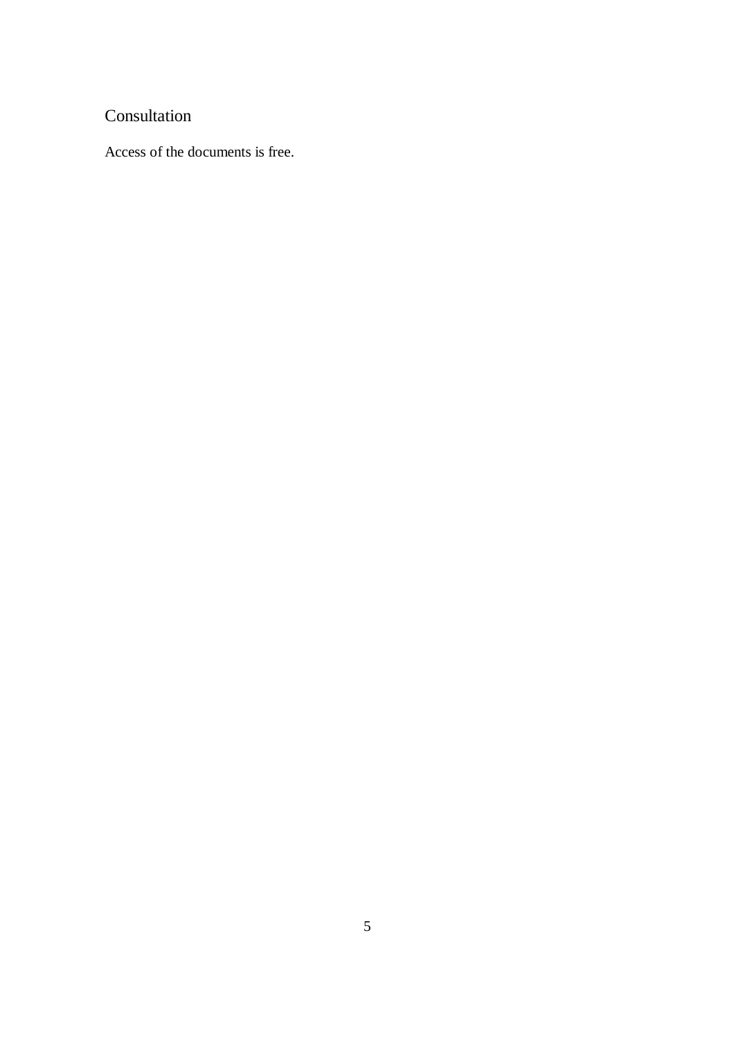## Consultation

Access of the documents is free.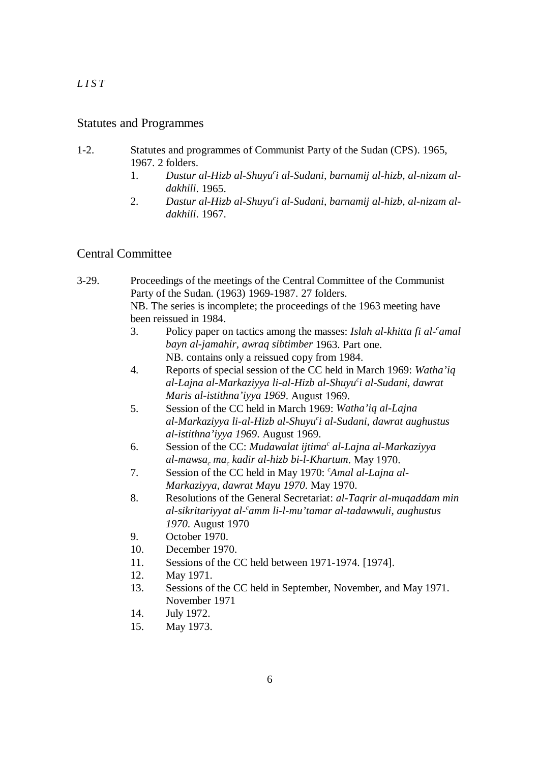*LIST*

## Statutes and Programmes

1-2. Statutes and programmes of Communist Party of the Sudan (CPS). 1965, 1967. 2 folders.

1. *Dustur al-Hizb al-Shuyu*[c]*i al-Sudani, barnamij al-hizb, al-nizam al-dakhili*. 1965.
2. *Dastur al-Hizb al-Shuyu*[c]*i al-Sudani, barnamij al-hizb, al-nizam al-dakhili*. 1967.

## Central Committee

3-29. Proceedings of the meetings of the Central Committee of the Communist Party of the Sudan. (1963) 1969-1987. 27 folders.
NB. The series is incomplete; the proceedings of the 1963 meeting have been reissued in 1984.

3. Policy paper on tactics among the masses: *Islah al-khitta fi al-*[c]*amal bayn al-jamahir, awraq sibtimber* 1963. Part one.
   NB. contains only a reissued copy from 1984.
4. Reports of special session of the CC held in March 1969: *Watha'iq al-Lajna al-Markaziyya li-al-Hizb al-Shuyu*[c]*i al-Sudani, dawrat Maris al-istithna'iyya 1969*. August 1969.
5. Session of the CC held in March 1969: *Watha'iq al-Lajna al-Markaziyya li-al-Hizb al-Shuyu*[c]*i al-Sudani, dawrat aughustus al-istithna'iyya 1969*. August 1969.
6. Session of the CC: *Mudawalat ijtima*[c] *al-Lajna al-Markaziyya al-mawsa*$_c$ *ma*$_c$ *kadir al-hizb bi-l-Khartum*. May 1970.
7. Session of the CC held in May 1970: [c]*Amal al-Lajna al-Markaziyya, dawrat Mayu 1970*. May 1970.
8. Resolutions of the General Secretariat: *al-Taqrir al-muqaddam min al-sikritariyyat al-*[c]*amm li-l-mu'tamar al-tadawwuli, aughustus 1970*. August 1970
9. October 1970.
10. December 1970.
11. Sessions of the CC held between 1971-1974. [1974].
12. May 1971.
13. Sessions of the CC held in September, November, and May 1971. November 1971
14. July 1972.
15. May 1973.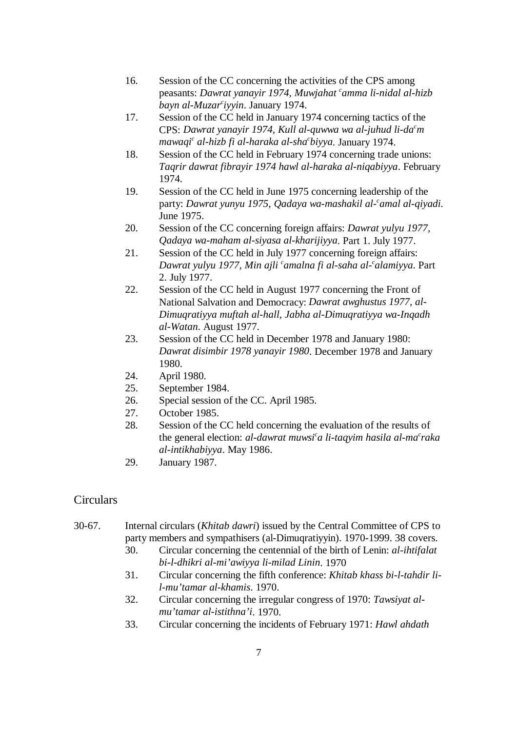16. Session of the CC concerning the activities of the CPS among peasants: *Dawrat yanayir 1974, Muwjahat* [c]*amma li-nidal al-hizb bayn al-Muzar*[c]*iyyin*. January 1974.
17. Session of the CC held in January 1974 concerning tactics of the CPS: *Dawrat yanayir 1974, Kull al-quwwa wa al-juhud li-da*[c]*m mawaqi*[c] *al-hizb fi al-haraka al-sha*[c]*biyya*. January 1974.
18. Session of the CC held in February 1974 concerning trade unions: *Taqrir dawrat fibrayir 1974 hawl al-haraka al-niqabiyya*. February 1974.
19. Session of the CC held in June 1975 concerning leadership of the party: *Dawrat yunyu 1975, Qadaya wa-mashakil al-*[c]*amal al-qiyadi*. June 1975.
20. Session of the CC concerning foreign affairs: *Dawrat yulyu 1977, Qadaya wa-maham al-siyasa al-kharijiyya*. Part 1. July 1977.
21. Session of the CC held in July 1977 concerning foreign affairs: *Dawrat yulyu 1977, Min ajli* [c]*amalna fi al-saha al-*[c]*alamiyya*. Part 2. July 1977.
22. Session of the CC held in August 1977 concerning the Front of National Salvation and Democracy: *Dawrat awghustus 1977, al-Dimuqratiyya muftah al-hall, Jabha al-Dimuqratiyya wa-Inqadh al-Watan*. August 1977.
23. Session of the CC held in December 1978 and January 1980: *Dawrat disimbir 1978 yanayir 1980*. December 1978 and January 1980.
24. April 1980.
25. September 1984.
26. Special session of the CC. April 1985.
27. October 1985.
28. Session of the CC held concerning the evaluation of the results of the general election: *al-dawrat muwsi*[c]*a li-taqyim hasila al-ma*[c]*raka al-intikhabiyya*. May 1986.
29. January 1987.

## Circulars

30-67. Internal circulars (*Khitab dawri*) issued by the Central Committee of CPS to party members and sympathisers (al-Dimuqratiyyin). 1970-1999. 38 covers.

30. Circular concerning the centennial of the birth of Lenin: *al-ihtifalat bi-l-dhikri al-mi'awiyya li-milad Linin*. 1970
31. Circular concerning the fifth conference: *Khitab khass bi-l-tahdir li-l-mu'tamar al-khamis*. 1970.
32. Circular concerning the irregular congress of 1970: *Tawsiyat al-mu'tamar al-istithna'i*. 1970.
33. Circular concerning the incidents of February 1971: *Hawl ahdath*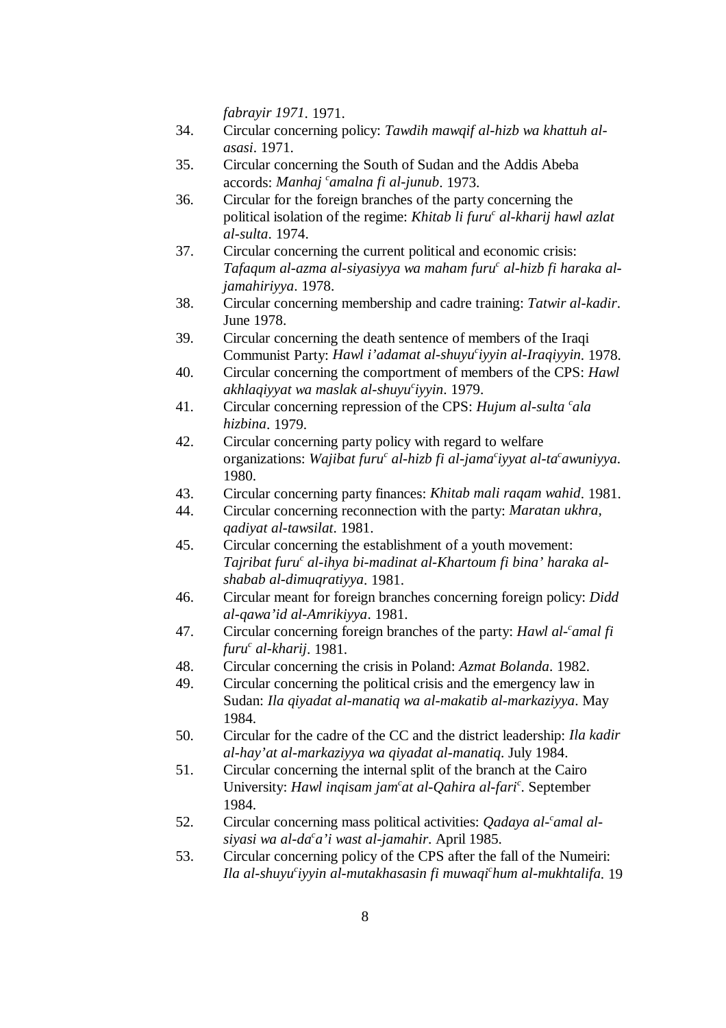*fabrayir 1971*. 1971.

34. Circular concerning policy: *Tawdih mawqif al-hizb wa khattuh al-asasi*. 1971.
35. Circular concerning the South of Sudan and the Addis Abeba accords: *Manhaj ^c^amalna fi al-junub*. 1973.
36. Circular for the foreign branches of the party concerning the political isolation of the regime: *Khitab li furu^c^ al-kharij hawl azlat al-sulta*. 1974.
37. Circular concerning the current political and economic crisis: *Tafaqum al-azma al-siyasiyya wa maham furu^c^ al-hizb fi haraka al-jamahiriyya*. 1978.
38. Circular concerning membership and cadre training: *Tatwir al-kadir*. June 1978.
39. Circular concerning the death sentence of members of the Iraqi Communist Party: *Hawl i'adamat al-shuyu^c^iyyin al-Iraqiyyin*. 1978.
40. Circular concerning the comportment of members of the CPS: *Hawl akhlaqiyyat wa maslak al-shuyu^c^iyyin*. 1979.
41. Circular concerning repression of the CPS: *Hujum al-sulta ^c^ala hizbina*. 1979.
42. Circular concerning party policy with regard to welfare organizations: *Wajibat furu^c^ al-hizb fi al-jama^c^iyyat al-ta^c^awuniyya*. 1980.
43. Circular concerning party finances: *Khitab mali raqam wahid*. 1981.
44. Circular concerning reconnection with the party: *Maratan ukhra, qadiyat al-tawsilat*. 1981.
45. Circular concerning the establishment of a youth movement: *Tajribat furu^c^ al-ihya bi-madinat al-Khartoum fi bina' haraka al-shabab al-dimuqratiyya*. 1981.
46. Circular meant for foreign branches concerning foreign policy: *Didd al-qawa'id al-Amrikiyya*. 1981.
47. Circular concerning foreign branches of the party: *Hawl al-^c^amal fi furu^c^ al-kharij*. 1981.
48. Circular concerning the crisis in Poland: *Azmat Bolanda*. 1982.
49. Circular concerning the political crisis and the emergency law in Sudan: *Ila qiyadat al-manatiq wa al-makatib al-markaziyya*. May 1984.
50. Circular for the cadre of the CC and the district leadership: *Ila kadir al-hay'at al-markaziyya wa qiyadat al-manatiq*. July 1984.
51. Circular concerning the internal split of the branch at the Cairo University: *Hawl inqisam jam^c^at al-Qahira al-fari^c^*. September 1984.
52. Circular concerning mass political activities: *Qadaya al-^c^amal al-siyasi wa al-da^c^a'i wast al-jamahir*. April 1985.
53. Circular concerning policy of the CPS after the fall of the Numeiri: *Ila al-shuyu^c^iyyin al-mutakhasasin fi muwaqi^c^hum al-mukhtalifa*. 19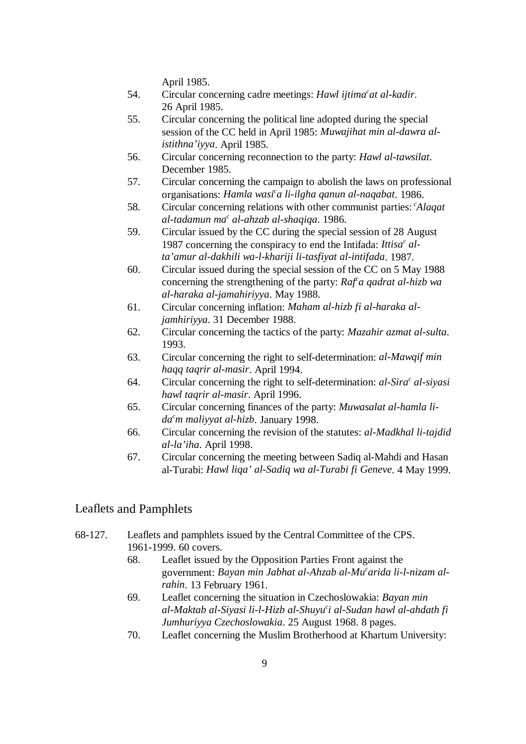April 1985.

54. Circular concerning cadre meetings: *Hawl ijtima[c]at al-kadir*. 26 April 1985.
55. Circular concerning the political line adopted during the special session of the CC held in April 1985: *Muwajihat min al-dawra al-istithna'iyya*. April 1985.
56. Circular concerning reconnection to the party: *Hawl al-tawsilat*. December 1985.
57. Circular concerning the campaign to abolish the laws on professional organisations: *Hamla wasi[c]a li-ilgha qanun al-naqabat*. 1986.
58. Circular concerning relations with other communist parties: *[c]Alaqat al-tadamun ma[c] al-ahzab al-shaqiqa*. 1986.
59. Circular issued by the CC during the special session of 28 August 1987 concerning the conspiracy to end the Intifada: *Ittisa[c] al-ta'amur al-dakhili wa-l-khariji li-tasfiyat al-intifada*. 1987.
60. Circular issued during the special session of the CC on 5 May 1988 concerning the strengthening of the party: *Raf[c]a qadrat al-hizb wa al-haraka al-jamahiriyya*. May 1988.
61. Circular concerning inflation: *Maham al-hizb fi al-haraka al-jamhiriyya*. 31 December 1988.
62. Circular concerning the tactics of the party: *Mazahir azmat al-sulta*. 1993.
63. Circular concerning the right to self-determination: *al-Mawqif min haqq taqrir al-masir*. April 1994.
64. Circular concerning the right to self-determination: *al-Sira[c] al-siyasi hawl taqrir al-masir*. April 1996.
65. Circular concerning finances of the party: *Muwasalat al-hamla li-da[c]m maliyyat al-hizb*. January 1998.
66. Circular concerning the revision of the statutes: *al-Madkhal li-tajdid al-la'iha*. April 1998.
67. Circular concerning the meeting between Sadiq al-Mahdi and Hasan al-Turabi: *Hawl liqa' al-Sadiq wa al-Turabi fi Geneve*. 4 May 1999.

## Leaflets and Pamphlets

68-127. Leaflets and pamphlets issued by the Central Committee of the CPS. 1961-1999. 60 covers.

68. Leaflet issued by the Opposition Parties Front against the government: *Bayan min Jabhat al-Ahzab al-Mu[c]arida li-l-nizam al-rahin*. 13 February 1961.
69. Leaflet concerning the situation in Czechoslowakia: *Bayan min al-Maktab al-Siyasi li-l-Hizb al-Shuyu[c]i al-Sudan hawl al-ahdath fi Jumhuriyya Czechoslowakia*. 25 August 1968. 8 pages.
70. Leaflet concerning the Muslim Brotherhood at Khartum University: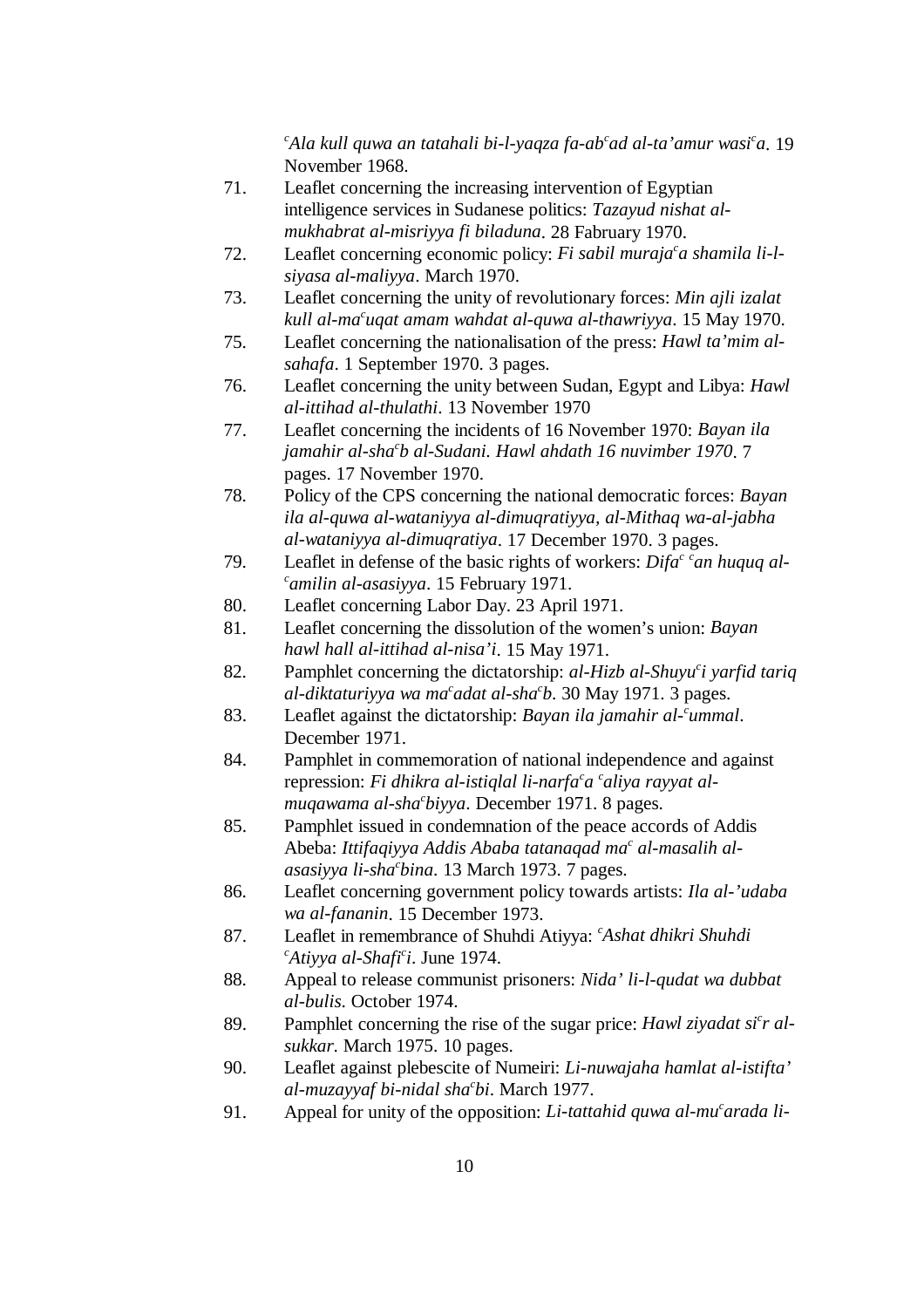*ᶜAla kull quwa an tatahali bi-l-yaqza fa-abᶜad al-ta'amur wasiᶜa*. 19 November 1968.

71. Leaflet concerning the increasing intervention of Egyptian intelligence services in Sudanese politics: *Tazayud nishat al-mukhabrat al-misriyya fi biladuna*. 28 Fabruary 1970.
72. Leaflet concerning economic policy: *Fi sabil murajaᶜa shamila li-l-siyasa al-maliyya*. March 1970.
73. Leaflet concerning the unity of revolutionary forces: *Min ajli izalat kull al-maᶜuqat amam wahdat al-quwa al-thawriyya*. 15 May 1970.
75. Leaflet concerning the nationalisation of the press: *Hawl ta'mim al-sahafa*. 1 September 1970. 3 pages.
76. Leaflet concerning the unity between Sudan, Egypt and Libya: *Hawl al-ittihad al-thulathi*. 13 November 1970
77. Leaflet concerning the incidents of 16 November 1970: *Bayan ila jamahir al-shaᶜb al-Sudani. Hawl ahdath 16 nuvimber 1970*. 7 pages. 17 November 1970.
78. Policy of the CPS concerning the national democratic forces: *Bayan ila al-quwa al-wataniyya al-dimuqratiyya, al-Mithaq wa-al-jabha al-wataniyya al-dimuqratiya*. 17 December 1970. 3 pages.
79. Leaflet in defense of the basic rights of workers: *Difaᶜ ᶜan huquq al-ᶜamilin al-asasiyya*. 15 February 1971.
80. Leaflet concerning Labor Day. 23 April 1971.
81. Leaflet concerning the dissolution of the women's union: *Bayan hawl hall al-ittihad al-nisa'i*. 15 May 1971.
82. Pamphlet concerning the dictatorship: *al-Hizb al-Shuyuᶜi yarfid tariq al-diktaturiyya wa maᶜadat al-shaᶜb*. 30 May 1971. 3 pages.
83. Leaflet against the dictatorship: *Bayan ila jamahir al-ᶜummal*. December 1971.
84. Pamphlet in commemoration of national independence and against repression: *Fi dhikra al-istiqlal li-narfaᶜa ᶜaliya rayyat al-muqawama al-shaᶜbiyya*. December 1971. 8 pages.
85. Pamphlet issued in condemnation of the peace accords of Addis Abeba: *Ittifaqiyya Addis Ababa tatanaqad maᶜ al-masalih al-asasiyya li-shaᶜbina*. 13 March 1973. 7 pages.
86. Leaflet concerning government policy towards artists: *Ila al-'udaba wa al-fananin*. 15 December 1973.
87. Leaflet in remembrance of Shuhdi Atiyya: *ᶜAshat dhikri Shuhdi ᶜAtiyya al-Shafiᶜi*. June 1974.
88. Appeal to release communist prisoners: *Nida' li-l-qudat wa dubbat al-bulis*. October 1974.
89. Pamphlet concerning the rise of the sugar price: *Hawl ziyadat siᶜr al-sukkar*. March 1975. 10 pages.
90. Leaflet against plebescite of Numeiri: *Li-nuwajaha hamlat al-istifta' al-muzayyaf bi-nidal shaᶜbi*. March 1977.
91. Appeal for unity of the opposition: *Li-tattahid quwa al-muᶜarada li-*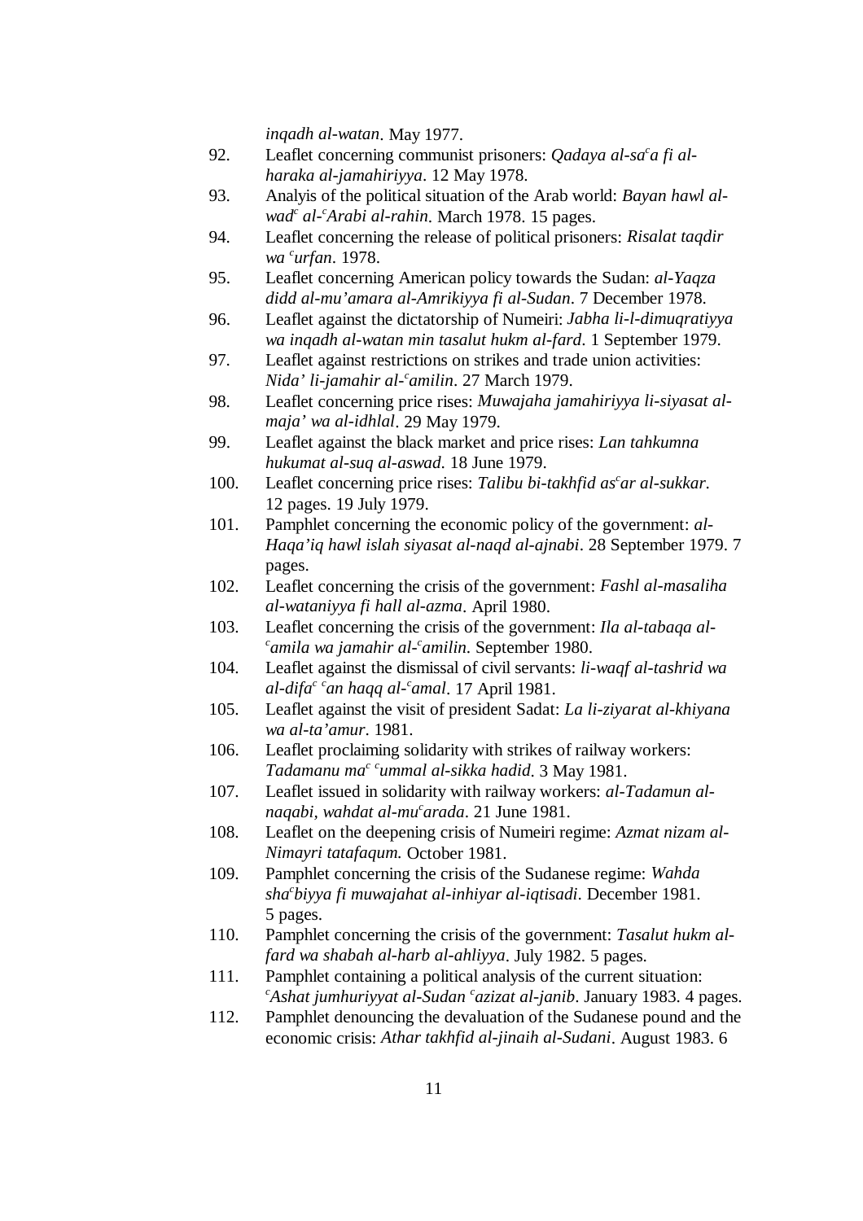*inqadh al-watan*. May 1977.

92. Leaflet concerning communist prisoners: *Qadaya al-sa*[c]*a fi al-haraka al-jamahiriyya*. 12 May 1978.
93. Analyis of the political situation of the Arab world: *Bayan hawl al-wad*[c] *al-*[c]*Arabi al-rahin*. March 1978. 15 pages.
94. Leaflet concerning the release of political prisoners: *Risalat taqdir wa* [c]*urfan*. 1978.
95. Leaflet concerning American policy towards the Sudan: *al-Yaqza didd al-mu'amara al-Amrikiyya fi al-Sudan*. 7 December 1978.
96. Leaflet against the dictatorship of Numeiri: *Jabha li-l-dimuqratiyya wa inqadh al-watan min tasalut hukm al-fard*. 1 September 1979.
97. Leaflet against restrictions on strikes and trade union activities: *Nida' li-jamahir al-*[c]*amilin*. 27 March 1979.
98. Leaflet concerning price rises: *Muwajaha jamahiriyya li-siyasat al-maja' wa al-idhlal*. 29 May 1979.
99. Leaflet against the black market and price rises: *Lan tahkumna hukumat al-suq al-aswad*. 18 June 1979.
100. Leaflet concerning price rises: *Talibu bi-takhfid as*[c]*ar al-sukkar*. 12 pages. 19 July 1979.
101. Pamphlet concerning the economic policy of the government: *al-Haqa'iq hawl islah siyasat al-naqd al-ajnabi*. 28 September 1979. 7 pages.
102. Leaflet concerning the crisis of the government: *Fashl al-masaliha al-wataniyya fi hall al-azma*. April 1980.
103. Leaflet concerning the crisis of the government: *Ila al-tabaqa al-*[c]*amila wa jamahir al-*[c]*amilin*. September 1980.
104. Leaflet against the dismissal of civil servants: *li-waqf al-tashrid wa al-difa*[c] [c]*an haqq al-*[c]*amal*. 17 April 1981.
105. Leaflet against the visit of president Sadat: *La li-ziyarat al-khiyana wa al-ta'amur*. 1981.
106. Leaflet proclaiming solidarity with strikes of railway workers: *Tadamanu ma*[c] [c]*ummal al-sikka hadid*. 3 May 1981.
107. Leaflet issued in solidarity with railway workers: *al-Tadamun al-naqabi, wahdat al-mu*[c]*arada*. 21 June 1981.
108. Leaflet on the deepening crisis of Numeiri regime: *Azmat nizam al-Nimayri tatafaqum.* October 1981.
109. Pamphlet concerning the crisis of the Sudanese regime: *Wahda sha*[c]*biyya fi muwajahat al-inhiyar al-iqtisadi*. December 1981. 5 pages.
110. Pamphlet concerning the crisis of the government: *Tasalut hukm al-fard wa shabah al-harb al-ahliyya*. July 1982. 5 pages.
111. Pamphlet containing a political analysis of the current situation: [c]*Ashat jumhuriyyat al-Sudan* [c]*azizat al-janib*. January 1983. 4 pages.
112. Pamphlet denouncing the devaluation of the Sudanese pound and the economic crisis: *Athar takhfid al-jinaih al-Sudani*. August 1983. 6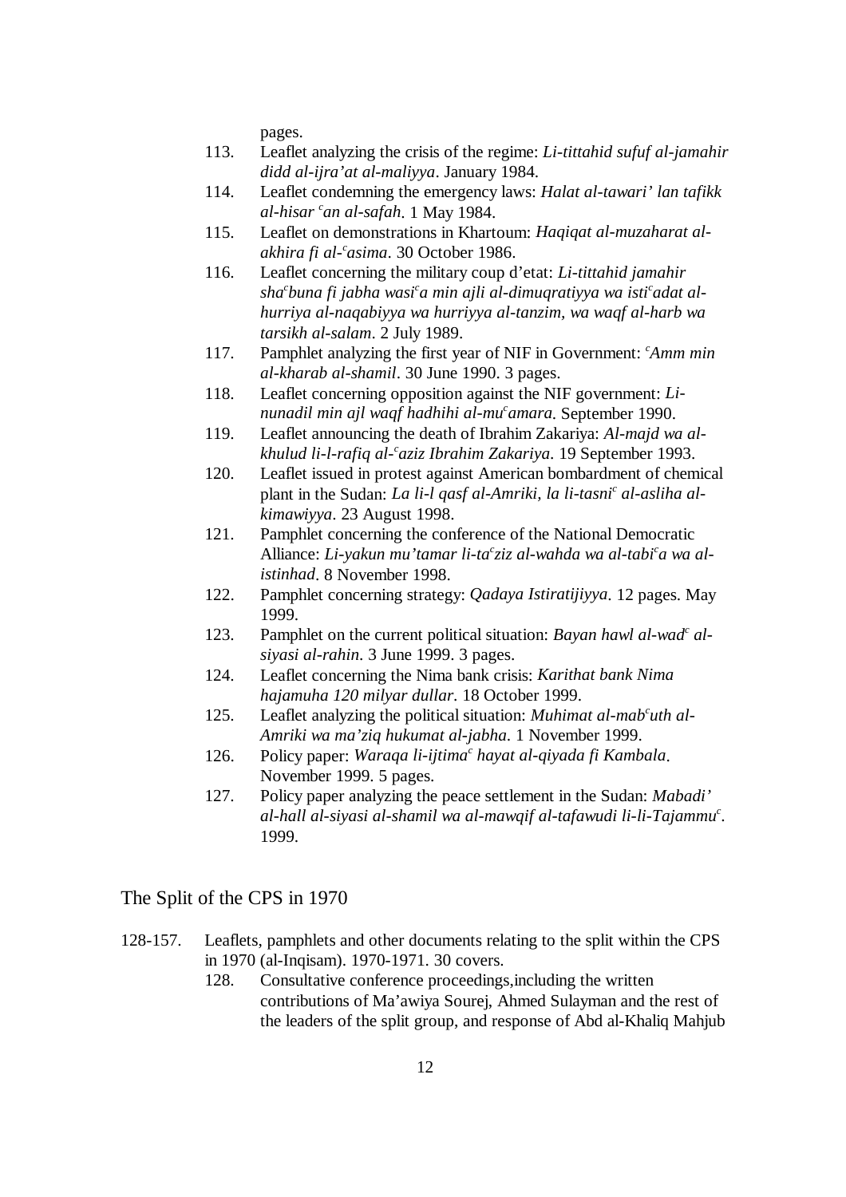pages.

113. Leaflet analyzing the crisis of the regime: *Li-tittahid sufuf al-jamahir didd al-ijra'at al-maliyya*. January 1984.
114. Leaflet condemning the emergency laws: *Halat al-tawari' lan tafikk al-hisar ᶜan al-safah*. 1 May 1984.
115. Leaflet on demonstrations in Khartoum: *Haqiqat al-muzaharat al-akhira fi al-ᶜasima*. 30 October 1986.
116. Leaflet concerning the military coup d'etat: *Li-tittahid jamahir shaᶜbuna fi jabha wasiᶜa min ajli al-dimuqratiyya wa istiᶜadat al-hurriya al-naqabiyya wa hurriyya al-tanzim, wa waqf al-harb wa tarsikh al-salam*. 2 July 1989.
117. Pamphlet analyzing the first year of NIF in Government: *ᶜAmm min al-kharab al-shamil*. 30 June 1990. 3 pages.
118. Leaflet concerning opposition against the NIF government: *Li-nunadil min ajl waqf hadhihi al-muᶜamara*. September 1990.
119. Leaflet announcing the death of Ibrahim Zakariya: *Al-majd wa al-khulud li-l-rafiq al-ᶜaziz Ibrahim Zakariya*. 19 September 1993.
120. Leaflet issued in protest against American bombardment of chemical plant in the Sudan: *La li-l qasf al-Amriki, la li-tasniᶜ al-asliha al-kimawiyya*. 23 August 1998.
121. Pamphlet concerning the conference of the National Democratic Alliance: *Li-yakun mu'tamar li-taᶜziz al-wahda wa al-tabiᶜa wa al-istinhad*. 8 November 1998.
122. Pamphlet concerning strategy: *Qadaya Istiratijiyya*. 12 pages. May 1999.
123. Pamphlet on the current political situation: *Bayan hawl al-wadᶜ al-siyasi al-rahin*. 3 June 1999. 3 pages.
124. Leaflet concerning the Nima bank crisis: *Karithat bank Nima hajamuha 120 milyar dullar*. 18 October 1999.
125. Leaflet analyzing the political situation: *Muhimat al-mabᶜuth al-Amriki wa ma'ziq hukumat al-jabha*. 1 November 1999.
126. Policy paper: *Waraqa li-ijtimaᶜ hayat al-qiyada fi Kambala*. November 1999. 5 pages.
127. Policy paper analyzing the peace settlement in the Sudan: *Mabadi' al-hall al-siyasi al-shamil wa al-mawqif al-tafawudi li-li-Tajammuᶜ*. 1999.

## The Split of the CPS in 1970

128-157. Leaflets, pamphlets and other documents relating to the split within the CPS in 1970 (al-Inqisam). 1970-1971. 30 covers.

128. Consultative conference proceedings,including the written contributions of Ma'awiya Sourej, Ahmed Sulayman and the rest of the leaders of the split group, and response of Abd al-Khaliq Mahjub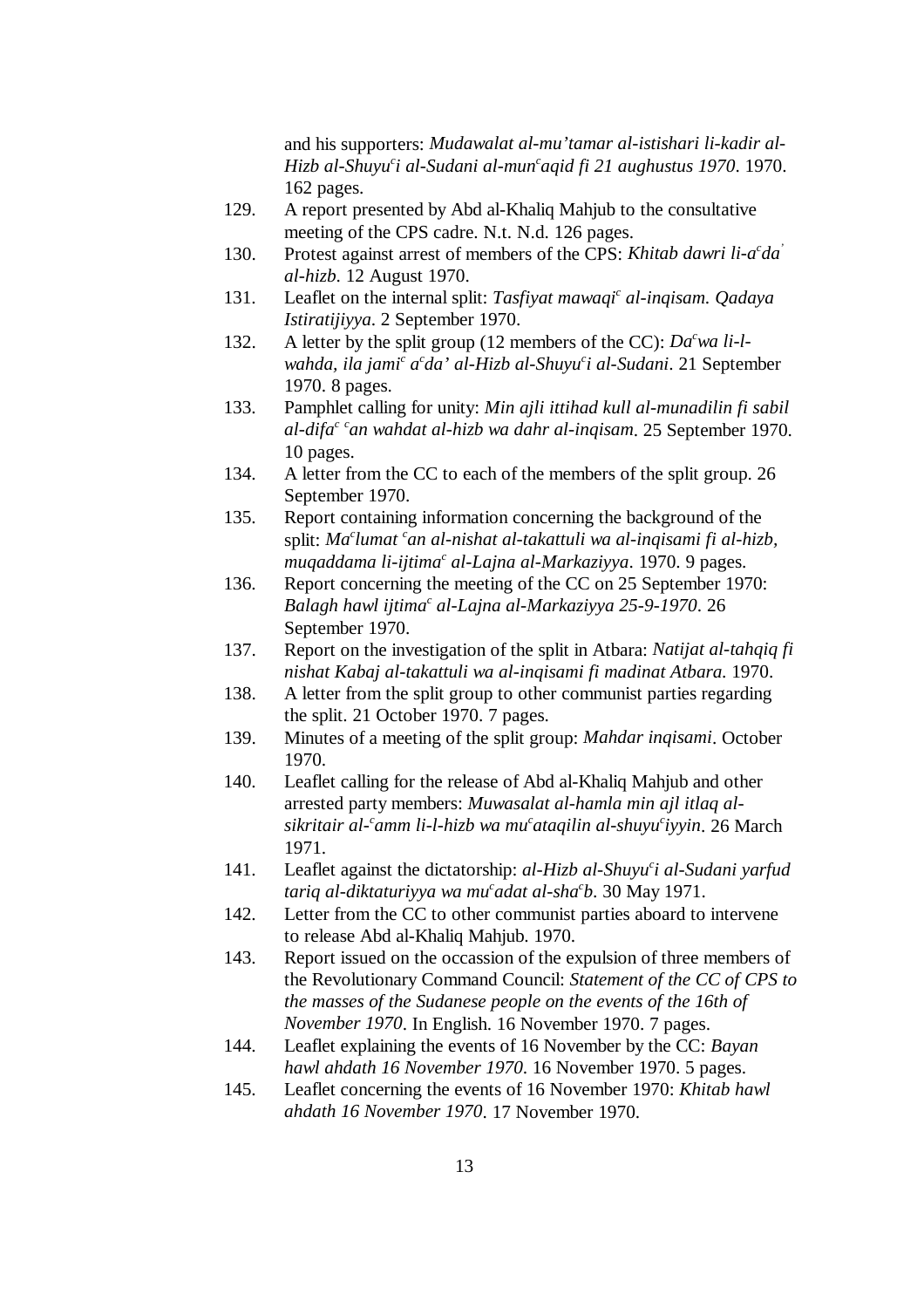and his supporters: *Mudawalat al-mu'tamar al-istishari li-kadir al-Hizb al-Shuyu^ci al-Sudani al-mun^caqid fi 21 aughustus 1970*. 1970. 162 pages.

129. A report presented by Abd al-Khaliq Mahjub to the consultative meeting of the CPS cadre. N.t. N.d. 126 pages.
130. Protest against arrest of members of the CPS: *Khitab dawri li-a^cda' al-hizb*. 12 August 1970.
131. Leaflet on the internal split: *Tasfiyat mawaqi^c al-inqisam. Qadaya Istiratijiyya*. 2 September 1970.
132. A letter by the split group (12 members of the CC): *Da^cwa li-l-wahda, ila jami^c a^cda' al-Hizb al-Shuyu^ci al-Sudani*. 21 September 1970. 8 pages.
133. Pamphlet calling for unity: *Min ajli ittihad kull al-munadilin fi sabil al-difa^c ^can wahdat al-hizb wa dahr al-inqisam*. 25 September 1970. 10 pages.
134. A letter from the CC to each of the members of the split group. 26 September 1970.
135. Report containing information concerning the background of the split: *Ma^clumat ^can al-nishat al-takattuli wa al-inqisami fi al-hizb, muqaddama li-ijtima^c al-Lajna al-Markaziyya*. 1970. 9 pages.
136. Report concerning the meeting of the CC on 25 September 1970: *Balagh hawl ijtima^c al-Lajna al-Markaziyya 25-9-1970*. 26 September 1970.
137. Report on the investigation of the split in Atbara: *Natijat al-tahqiq fi nishat Kabaj al-takattuli wa al-inqisami fi madinat Atbara*. 1970.
138. A letter from the split group to other communist parties regarding the split. 21 October 1970. 7 pages.
139. Minutes of a meeting of the split group: *Mahdar inqisami*. October 1970.
140. Leaflet calling for the release of Abd al-Khaliq Mahjub and other arrested party members: *Muwasalat al-hamla min ajl itlaq al-sikritair al-^camm li-l-hizb wa mu^cataqilin al-shuyu^ciyyin*. 26 March 1971.
141. Leaflet against the dictatorship: *al-Hizb al-Shuyu^ci al-Sudani yarfud tariq al-diktaturiyya wa mu^cadat al-sha^cb*. 30 May 1971.
142. Letter from the CC to other communist parties aboard to intervene to release Abd al-Khaliq Mahjub. 1970.
143. Report issued on the occassion of the expulsion of three members of the Revolutionary Command Council: *Statement of the CC of CPS to the masses of the Sudanese people on the events of the 16th of November 1970*. In English. 16 November 1970. 7 pages.
144. Leaflet explaining the events of 16 November by the CC: *Bayan hawl ahdath 16 November 1970*. 16 November 1970. 5 pages.
145. Leaflet concerning the events of 16 November 1970: *Khitab hawl ahdath 16 November 1970*. 17 November 1970.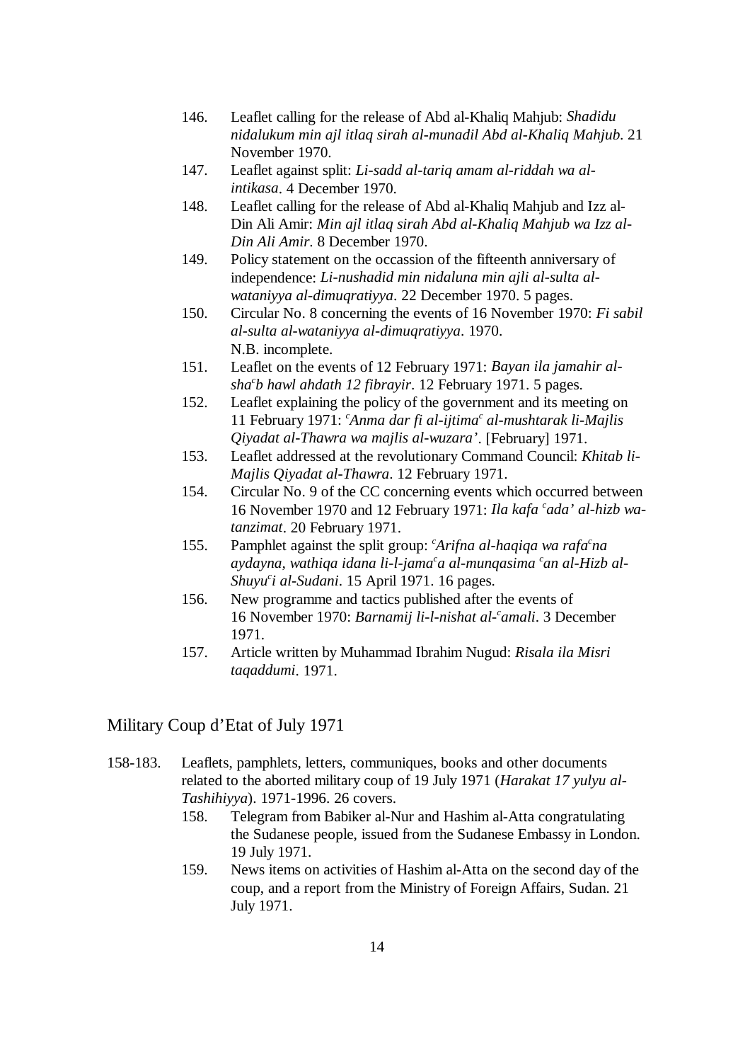146. Leaflet calling for the release of Abd al-Khaliq Mahjub: *Shadidu nidalukum min ajl itlaq sirah al-munadil Abd al-Khaliq Mahjub*. 21 November 1970.
147. Leaflet against split: *Li-sadd al-tariq amam al-riddah wa al-intikasa*. 4 December 1970.
148. Leaflet calling for the release of Abd al-Khaliq Mahjub and Izz al-Din Ali Amir: *Min ajl itlaq sirah Abd al-Khaliq Mahjub wa Izz al-Din Ali Amir*. 8 December 1970.
149. Policy statement on the occassion of the fifteenth anniversary of independence: *Li-nushadid min nidaluna min ajli al-sulta al-wataniyya al-dimuqratiyya*. 22 December 1970. 5 pages.
150. Circular No. 8 concerning the events of 16 November 1970: *Fi sabil al-sulta al-wataniyya al-dimuqratiyya*. 1970.
N.B. incomplete.
151. Leaflet on the events of 12 February 1971: *Bayan ila jamahir al-sha^c^b hawl ahdath 12 fibrayir*. 12 February 1971. 5 pages.
152. Leaflet explaining the policy of the government and its meeting on 11 February 1971: *^c^Anma dar fi al-ijtima^c^ al-mushtarak li-Majlis Qiyadat al-Thawra wa majlis al-wuzara'*. [February] 1971.
153. Leaflet addressed at the revolutionary Command Council: *Khitab li-Majlis Qiyadat al-Thawra*. 12 February 1971.
154. Circular No. 9 of the CC concerning events which occurred between 16 November 1970 and 12 February 1971: *Ila kafa ^c^ada' al-hizb wa-tanzimat*. 20 February 1971.
155. Pamphlet against the split group: *^c^Arifna al-haqiqa wa rafa^c^na aydayna, wathiqa idana li-l-jama^c^a al-munqasima ^c^an al-Hizb al-Shuyu^c^i al-Sudani*. 15 April 1971. 16 pages.
156. New programme and tactics published after the events of 16 November 1970: *Barnamij li-l-nishat al-^c^amali*. 3 December 1971.
157. Article written by Muhammad Ibrahim Nugud: *Risala ila Misri taqaddumi*. 1971.

## Military Coup d'Etat of July 1971

158-183. Leaflets, pamphlets, letters, communiques, books and other documents related to the aborted military coup of 19 July 1971 (*Harakat 17 yulyu al-Tashihiyya*). 1971-1996. 26 covers.

158. Telegram from Babiker al-Nur and Hashim al-Atta congratulating the Sudanese people, issued from the Sudanese Embassy in London. 19 July 1971.
159. News items on activities of Hashim al-Atta on the second day of the coup, and a report from the Ministry of Foreign Affairs, Sudan. 21 July 1971.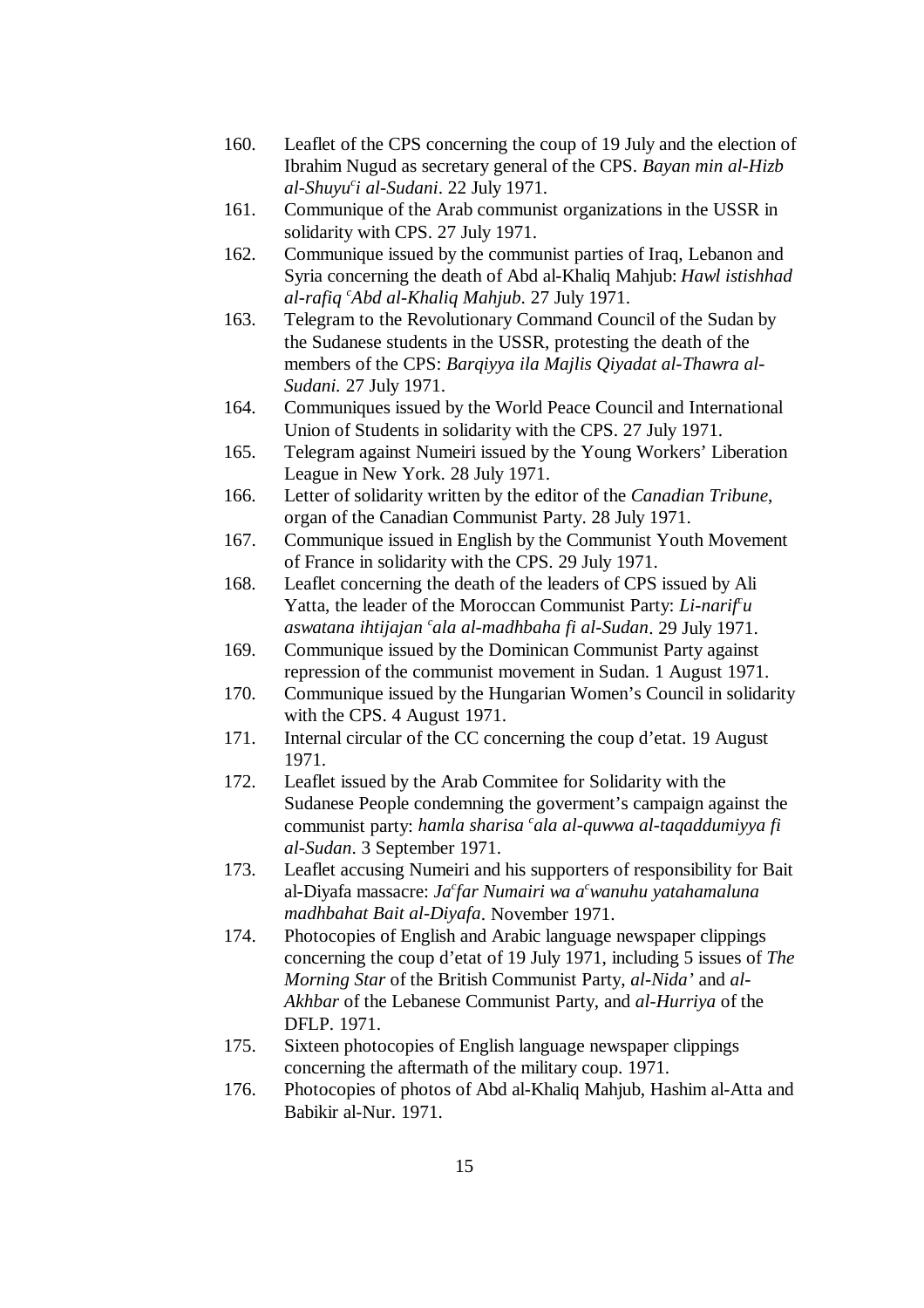160. Leaflet of the CPS concerning the coup of 19 July and the election of Ibrahim Nugud as secretary general of the CPS. *Bayan min al-Hizb al-Shuyu<sup>c</sup>i al-Sudani*. 22 July 1971.

161. Communique of the Arab communist organizations in the USSR in solidarity with CPS. 27 July 1971.

162. Communique issued by the communist parties of Iraq, Lebanon and Syria concerning the death of Abd al-Khaliq Mahjub: *Hawl istishhad al-rafiq ᶜAbd al-Khaliq Mahjub*. 27 July 1971.

163. Telegram to the Revolutionary Command Council of the Sudan by the Sudanese students in the USSR, protesting the death of the members of the CPS: *Barqiyya ila Majlis Qiyadat al-Thawra al-Sudani*. 27 July 1971.

164. Communiques issued by the World Peace Council and International Union of Students in solidarity with the CPS. 27 July 1971.

165. Telegram against Numeiri issued by the Young Workers' Liberation League in New York. 28 July 1971.

166. Letter of solidarity written by the editor of the *Canadian Tribune*, organ of the Canadian Communist Party. 28 July 1971.

167. Communique issued in English by the Communist Youth Movement of France in solidarity with the CPS. 29 July 1971.

168. Leaflet concerning the death of the leaders of CPS issued by Ali Yatta, the leader of the Moroccan Communist Party: *Li-narifᶜu aswatana ihtijajan ᶜala al-madhbaha fi al-Sudan*. 29 July 1971.

169. Communique issued by the Dominican Communist Party against repression of the communist movement in Sudan. 1 August 1971.

170. Communique issued by the Hungarian Women's Council in solidarity with the CPS. 4 August 1971.

171. Internal circular of the CC concerning the coup d'etat. 19 August 1971.

172. Leaflet issued by the Arab Commitee for Solidarity with the Sudanese People condemning the goverment's campaign against the communist party: *hamla sharisa ᶜala al-quwwa al-taqaddumiyya fi al-Sudan*. 3 September 1971.

173. Leaflet accusing Numeiri and his supporters of responsibility for Bait al-Diyafa massacre: *Jaᶜfar Numairi wa aᶜwanuhu yatahamaluna madhbahat Bait al-Diyafa*. November 1971.

174. Photocopies of English and Arabic language newspaper clippings concerning the coup d'etat of 19 July 1971, including 5 issues of *The Morning Star* of the British Communist Party, *al-Nida'* and *al-Akhbar* of the Lebanese Communist Party, and *al-Hurriya* of the DFLP. 1971.

175. Sixteen photocopies of English language newspaper clippings concerning the aftermath of the military coup. 1971.

176. Photocopies of photos of Abd al-Khaliq Mahjub, Hashim al-Atta and Babikir al-Nur. 1971.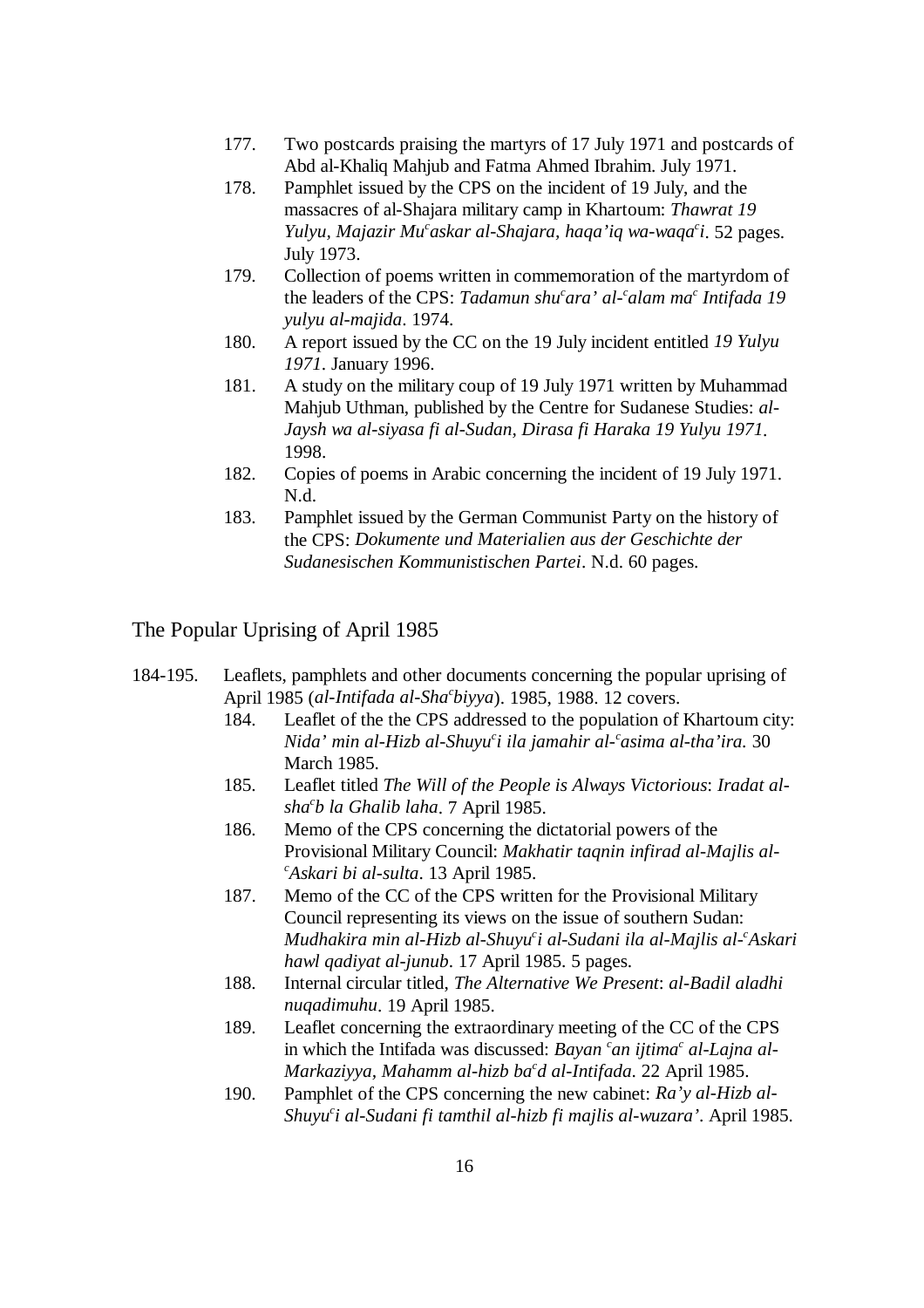177. Two postcards praising the martyrs of 17 July 1971 and postcards of Abd al-Khaliq Mahjub and Fatma Ahmed Ibrahim. July 1971.
178. Pamphlet issued by the CPS on the incident of 19 July, and the massacres of al-Shajara military camp in Khartoum: *Thawrat 19 Yulyu, Majazir Mu<sup>c</sup>askar al-Shajara, haqa'iq wa-waqa<sup>c</sup>i*. 52 pages. July 1973.
179. Collection of poems written in commemoration of the martyrdom of the leaders of the CPS: *Tadamun shu<sup>c</sup>ara' al-<sup>c</sup>alam ma<sup>c</sup> Intifada 19 yulyu al-majida*. 1974.
180. A report issued by the CC on the 19 July incident entitled *19 Yulyu 1971*. January 1996.
181. A study on the military coup of 19 July 1971 written by Muhammad Mahjub Uthman, published by the Centre for Sudanese Studies: *al-Jaysh wa al-siyasa fi al-Sudan, Dirasa fi Haraka 19 Yulyu 1971*. 1998.
182. Copies of poems in Arabic concerning the incident of 19 July 1971. N.d.
183. Pamphlet issued by the German Communist Party on the history of the CPS: *Dokumente und Materialien aus der Geschichte der Sudanesischen Kommunistischen Partei*. N.d. 60 pages.

## The Popular Uprising of April 1985

184-195. Leaflets, pamphlets and other documents concerning the popular uprising of April 1985 (*al-Intifada al-Sha<sup>c</sup>biyya*). 1985, 1988. 12 covers.

- 184. Leaflet of the the CPS addressed to the population of Khartoum city: *Nida' min al-Hizb al-Shuyu<sup>c</sup>i ila jamahir al-<sup>c</sup>asima al-tha'ira.* 30 March 1985.
- 185. Leaflet titled *The Will of the People is Always Victorious*: *Iradat al-sha<sup>c</sup>b la Ghalib laha*. 7 April 1985.
- 186. Memo of the CPS concerning the dictatorial powers of the Provisional Military Council: *Makhatir taqnin infirad al-Majlis al-<sup>c</sup>Askari bi al-sulta*. 13 April 1985.
- 187. Memo of the CC of the CPS written for the Provisional Military Council representing its views on the issue of southern Sudan: *Mudhakira min al-Hizb al-Shuyu<sup>c</sup>i al-Sudani ila al-Majlis al-<sup>c</sup>Askari hawl qadiyat al-junub*. 17 April 1985. 5 pages.
- 188. Internal circular titled, *The Alternative We Present*: *al-Badil aladhi nuqadimuhu*. 19 April 1985.
- 189. Leaflet concerning the extraordinary meeting of the CC of the CPS in which the Intifada was discussed: *Bayan <sup>c</sup>an ijtima<sup>c</sup> al-Lajna al-Markaziyya, Mahamm al-hizb ba<sup>c</sup>d al-Intifada*. 22 April 1985.
- 190. Pamphlet of the CPS concerning the new cabinet: *Ra'y al-Hizb al-Shuyu<sup>c</sup>i al-Sudani fi tamthil al-hizb fi majlis al-wuzara'*. April 1985.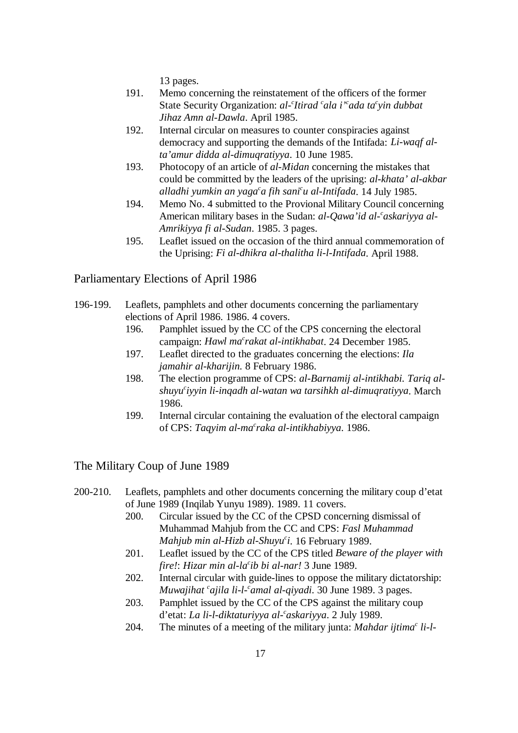13 pages.

191. Memo concerning the reinstatement of the officers of the former State Security Organization: *al-ᶜItirad ᶜala i'ᶜada taᶜyin dubbat Jihaz Amn al-Dawla*. April 1985.
192. Internal circular on measures to counter conspiracies against democracy and supporting the demands of the Intifada: *Li-waqf al-ta'amur didda al-dimuqratiyya*. 10 June 1985.
193. Photocopy of an article of *al-Midan* concerning the mistakes that could be committed by the leaders of the uprising: *al-khata' al-akbar alladhi yumkin an yagaᶜa fih saniᶜu al-Intifada*. 14 July 1985.
194. Memo No. 4 submitted to the Provional Military Council concerning American military bases in the Sudan: *al-Qawa'id al-ᶜaskariyya al-Amrikiyya fi al-Sudan*. 1985. 3 pages.
195. Leaflet issued on the occasion of the third annual commemoration of the Uprising: *Fi al-dhikra al-thalitha li-l-Intifada*. April 1988.

## Parliamentary Elections of April 1986

196-199. Leaflets, pamphlets and other documents concerning the parliamentary elections of April 1986. 1986. 4 covers.

196. Pamphlet issued by the CC of the CPS concerning the electoral campaign: *Hawl maᶜrakat al-intikhabat*. 24 December 1985.
197. Leaflet directed to the graduates concerning the elections: *Ila jamahir al-kharijin*. 8 February 1986.
198. The election programme of CPS: *al-Barnamij al-intikhabi. Tariq al-shuyuᶜiyyin li-inqadh al-watan wa tarsihkh al-dimuqratiyya*. March 1986.
199. Internal circular containing the evaluation of the electoral campaign of CPS: *Taqyim al-maᶜraka al-intikhabiyya*. 1986.

## The Military Coup of June 1989

200-210. Leaflets, pamphlets and other documents concerning the military coup d'etat of June 1989 (Inqilab Yunyu 1989). 1989. 11 covers.

200. Circular issued by the CC of the CPSD concerning dismissal of Muhammad Mahjub from the CC and CPS: *Fasl Muhammad Mahjub min al-Hizb al-Shuyuᶜi*. 16 February 1989.
201. Leaflet issued by the CC of the CPS titled *Beware of the player with fire!*: *Hizar min al-laᶜib bi al-nar!* 3 June 1989.
202. Internal circular with guide-lines to oppose the military dictatorship: *Muwajihat ᶜajila li-l-ᶜamal al-qiyadi*. 30 June 1989. 3 pages.
203. Pamphlet issued by the CC of the CPS against the military coup d'etat: *La li-l-diktaturiyya al-ᶜaskariyya*. 2 July 1989.
204. The minutes of a meeting of the military junta: *Mahdar ijtimaᶜ li-l-*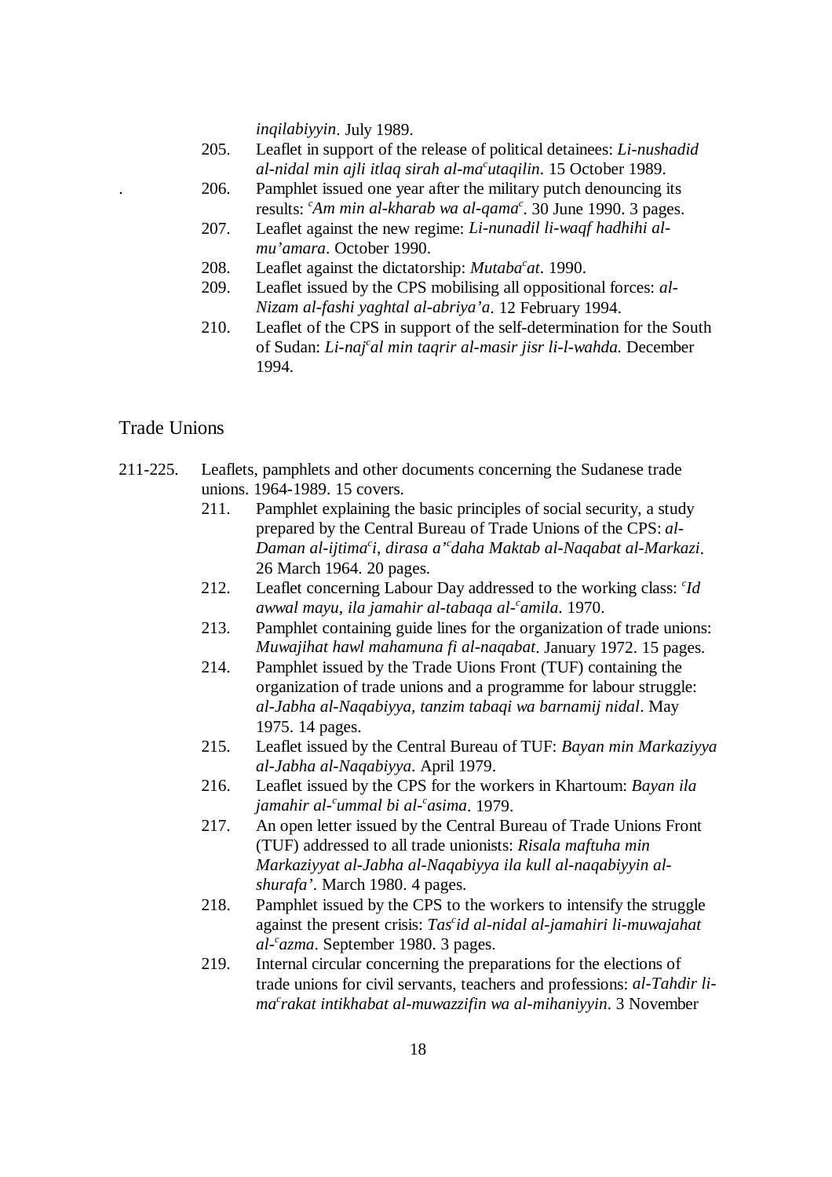*inqilabiyyin*. July 1989.

205. Leaflet in support of the release of political detainees: *Li-nushadid al-nidal min ajli itlaq sirah al-ma*ᶜ*utaqilin*. 15 October 1989.

206. Pamphlet issued one year after the military putch denouncing its results: ᶜ*Am min al-kharab wa al-qama*ᶜ. 30 June 1990. 3 pages.

207. Leaflet against the new regime: *Li-nunadil li-waqf hadhihi al-mu'amara*. October 1990.

208. Leaflet against the dictatorship: *Mutaba*ᶜ*at*. 1990.

209. Leaflet issued by the CPS mobilising all oppositional forces: *al-Nizam al-fashi yaghtal al-abriya'a*. 12 February 1994.

210. Leaflet of the CPS in support of the self-determination for the South of Sudan: *Li-naj*ᶜ*al min taqrir al-masir jisr li-l-wahda.* December 1994.

## Trade Unions

211-225. Leaflets, pamphlets and other documents concerning the Sudanese trade unions. 1964-1989. 15 covers.

211. Pamphlet explaining the basic principles of social security, a study prepared by the Central Bureau of Trade Unions of the CPS: *al-Daman al-ijtima*ᶜ*i, dirasa a'*ᶜ*daha Maktab al-Naqabat al-Markazi*. 26 March 1964. 20 pages.

212. Leaflet concerning Labour Day addressed to the working class: ᶜ*Id awwal mayu, ila jamahir al-tabaqa al-*ᶜ*amila*. 1970.

213. Pamphlet containing guide lines for the organization of trade unions: *Muwajihat hawl mahamuna fi al-naqabat*. January 1972. 15 pages.

214. Pamphlet issued by the Trade Uions Front (TUF) containing the organization of trade unions and a programme for labour struggle: *al-Jabha al-Naqabiyya, tanzim tabaqi wa barnamij nidal*. May 1975. 14 pages.

215. Leaflet issued by the Central Bureau of TUF: *Bayan min Markaziyya al-Jabha al-Naqabiyya*. April 1979.

216. Leaflet issued by the CPS for the workers in Khartoum: *Bayan ila jamahir al-*ᶜ*ummal bi al-*ᶜ*asima*. 1979.

217. An open letter issued by the Central Bureau of Trade Unions Front (TUF) addressed to all trade unionists: *Risala maftuha min Markaziyyat al-Jabha al-Naqabiyya ila kull al-naqabiyyin al-shurafa'*. March 1980. 4 pages.

218. Pamphlet issued by the CPS to the workers to intensify the struggle against the present crisis: *Tas*ᶜ*id al-nidal al-jamahiri li-muwajahat al-*ᶜ*azma*. September 1980. 3 pages.

219. Internal circular concerning the preparations for the elections of trade unions for civil servants, teachers and professions: *al-Tahdir li-ma*ᶜ*rakat intikhabat al-muwazzifin wa al-mihaniyyin*. 3 November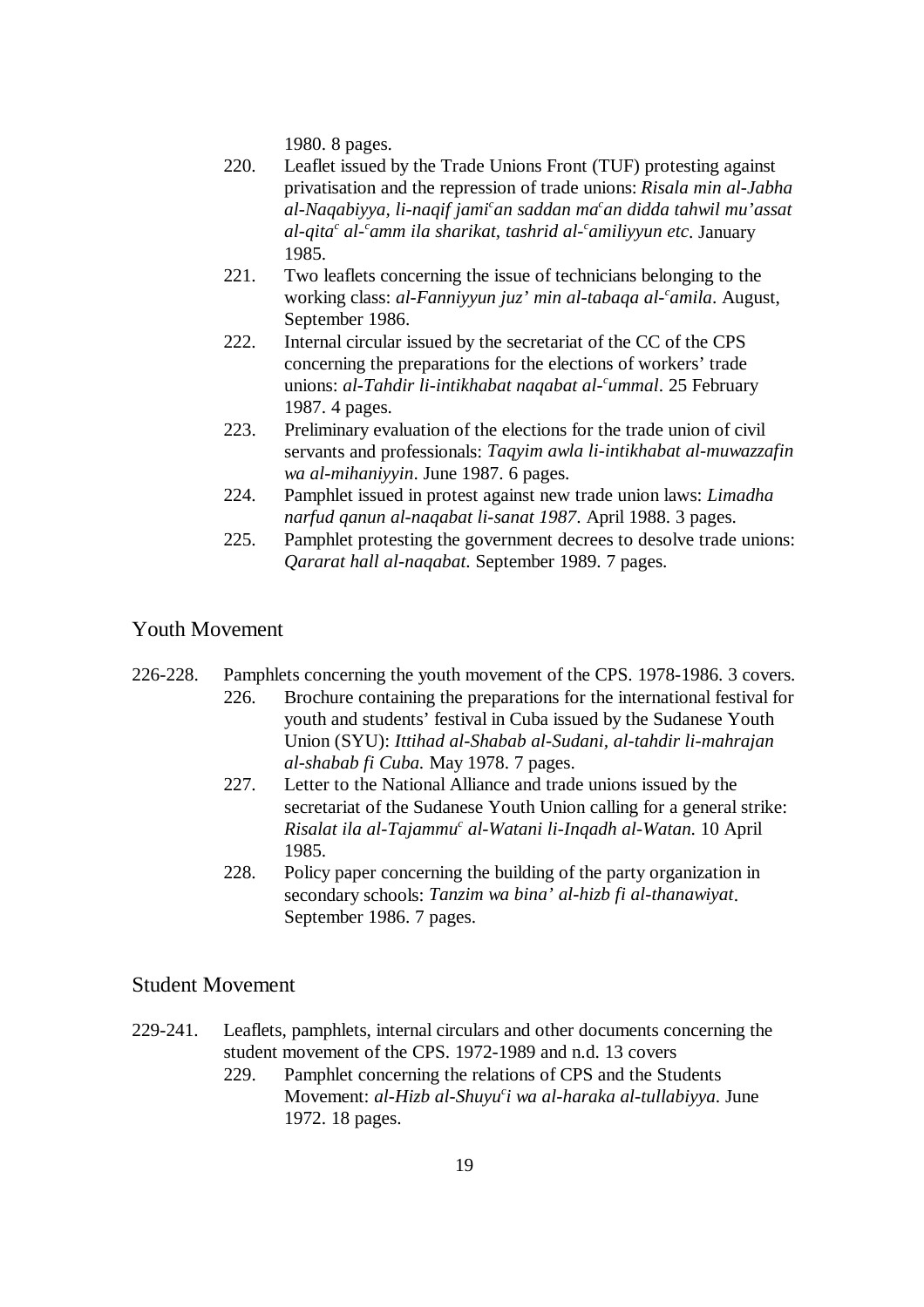1980. 8 pages.

220. Leaflet issued by the Trade Unions Front (TUF) protesting against privatisation and the repression of trade unions: *Risala min al-Jabha al-Naqabiyya, li-naqif jami<sup>c</sup>an saddan ma<sup>c</sup>an didda tahwil mu'assat al-qita<sup>c</sup> al-<sup>c</sup>amm ila sharikat, tashrid al-<sup>c</sup>amiliyyun etc*. January 1985.

221. Two leaflets concerning the issue of technicians belonging to the working class: *al-Fanniyyun juz' min al-tabaqa al-<sup>c</sup>amila*. August, September 1986.

222. Internal circular issued by the secretariat of the CC of the CPS concerning the preparations for the elections of workers' trade unions: *al-Tahdir li-intikhabat naqabat al-<sup>c</sup>ummal*. 25 February 1987. 4 pages.

223. Preliminary evaluation of the elections for the trade union of civil servants and professionals: *Taqyim awla li-intikhabat al-muwazzafin wa al-mihaniyyin*. June 1987. 6 pages.

224. Pamphlet issued in protest against new trade union laws: *Limadha narfud qanun al-naqabat li-sanat 1987*. April 1988. 3 pages.

225. Pamphlet protesting the government decrees to desolve trade unions: *Qararat hall al-naqabat*. September 1989. 7 pages.

## Youth Movement

226-228. Pamphlets concerning the youth movement of the CPS. 1978-1986. 3 covers.

226. Brochure containing the preparations for the international festival for youth and students' festival in Cuba issued by the Sudanese Youth Union (SYU): *Ittihad al-Shabab al-Sudani, al-tahdir li-mahrajan al-shabab fi Cuba.* May 1978. 7 pages.

227. Letter to the National Alliance and trade unions issued by the secretariat of the Sudanese Youth Union calling for a general strike: *Risalat ila al-Tajammu<sup>c</sup> al-Watani li-Inqadh al-Watan.* 10 April 1985.

228. Policy paper concerning the building of the party organization in secondary schools: *Tanzim wa bina' al-hizb fi al-thanawiyat*. September 1986. 7 pages.

## Student Movement

229-241. Leaflets, pamphlets, internal circulars and other documents concerning the student movement of the CPS. 1972-1989 and n.d. 13 covers

229. Pamphlet concerning the relations of CPS and the Students Movement: *al-Hizb al-Shuyu<sup>c</sup>i wa al-haraka al-tullabiyya*. June 1972. 18 pages.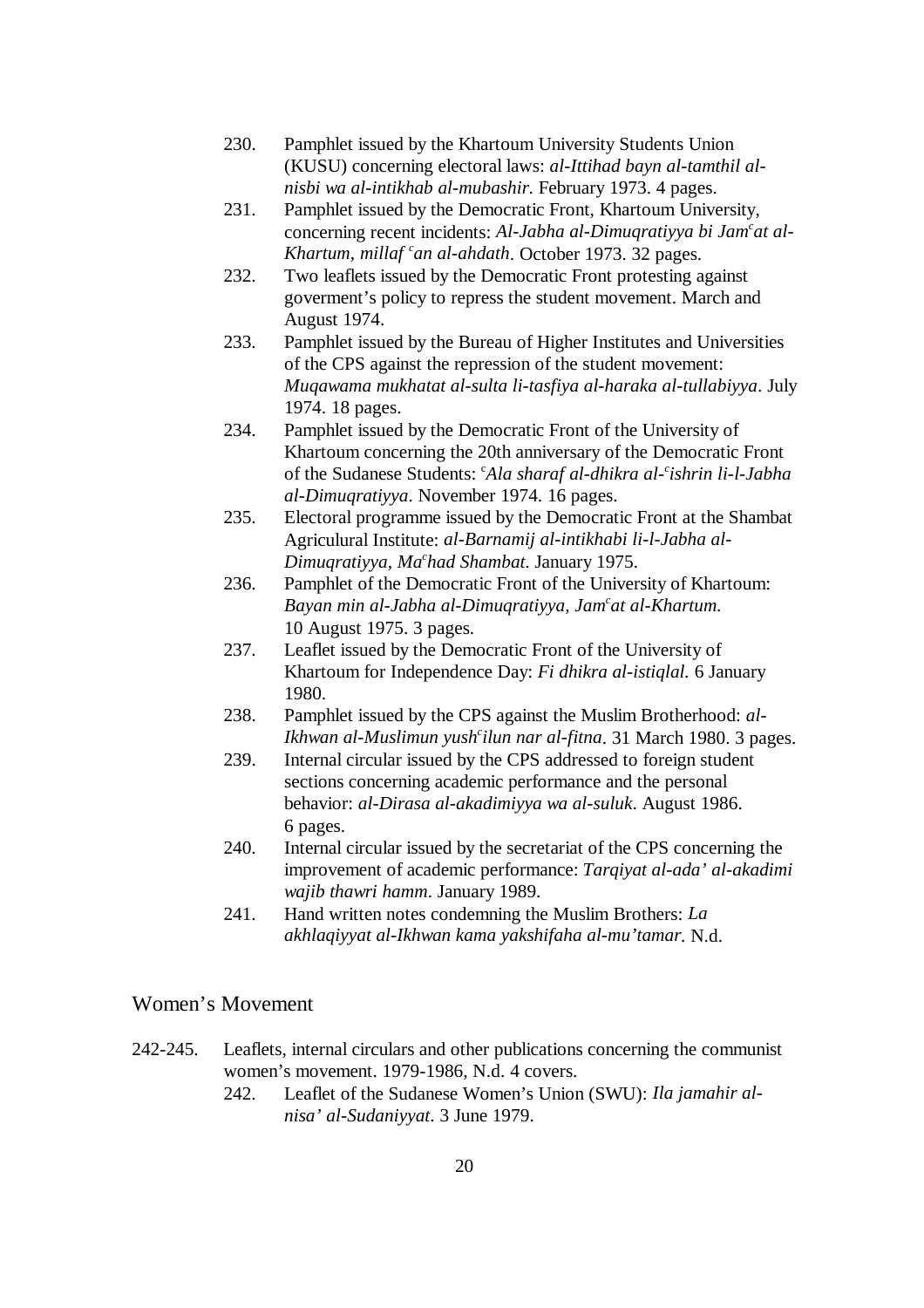230. Pamphlet issued by the Khartoum University Students Union (KUSU) concerning electoral laws: *al-Ittihad bayn al-tamthil al-nisbi wa al-intikhab al-mubashir.* February 1973. 4 pages.
231. Pamphlet issued by the Democratic Front, Khartoum University, concerning recent incidents: *Al-Jabha al-Dimuqratiyya bi Jam<sup>c</sup>at al-Khartum, millaf <sup>c</sup>an al-ahdath*. October 1973. 32 pages.
232. Two leaflets issued by the Democratic Front protesting against goverment's policy to repress the student movement. March and August 1974.
233. Pamphlet issued by the Bureau of Higher Institutes and Universities of the CPS against the repression of the student movement: *Muqawama mukhatat al-sulta li-tasfiya al-haraka al-tullabiyya*. July 1974. 18 pages.
234. Pamphlet issued by the Democratic Front of the University of Khartoum concerning the 20th anniversary of the Democratic Front of the Sudanese Students: *<sup>c</sup>Ala sharaf al-dhikra al-<sup>c</sup>ishrin li-l-Jabha al-Dimuqratiyya*. November 1974. 16 pages.
235. Electoral programme issued by the Democratic Front at the Shambat Agriculural Institute: *al-Barnamij al-intikhabi li-l-Jabha al-Dimuqratiyya, Ma<sup>c</sup>had Shambat.* January 1975.
236. Pamphlet of the Democratic Front of the University of Khartoum: *Bayan min al-Jabha al-Dimuqratiyya, Jam<sup>c</sup>at al-Khartum.* 10 August 1975. 3 pages.
237. Leaflet issued by the Democratic Front of the University of Khartoum for Independence Day: *Fi dhikra al-istiqlal.* 6 January 1980.
238. Pamphlet issued by the CPS against the Muslim Brotherhood: *al-Ikhwan al-Muslimun yush<sup>c</sup>ilun nar al-fitna*. 31 March 1980. 3 pages.
239. Internal circular issued by the CPS addressed to foreign student sections concerning academic performance and the personal behavior: *al-Dirasa al-akadimiyya wa al-suluk*. August 1986. 6 pages.
240. Internal circular issued by the secretariat of the CPS concerning the improvement of academic performance: *Tarqiyat al-ada' al-akadimi wajib thawri hamm*. January 1989.
241. Hand written notes condemning the Muslim Brothers: *La akhlaqiyyat al-Ikhwan kama yakshifaha al-mu'tamar*. N.d.

## Women's Movement

242-245. Leaflets, internal circulars and other publications concerning the communist women's movement. 1979-1986, N.d. 4 covers.
   242. Leaflet of the Sudanese Women's Union (SWU): *Ila jamahir al-nisa' al-Sudaniyyat*. 3 June 1979.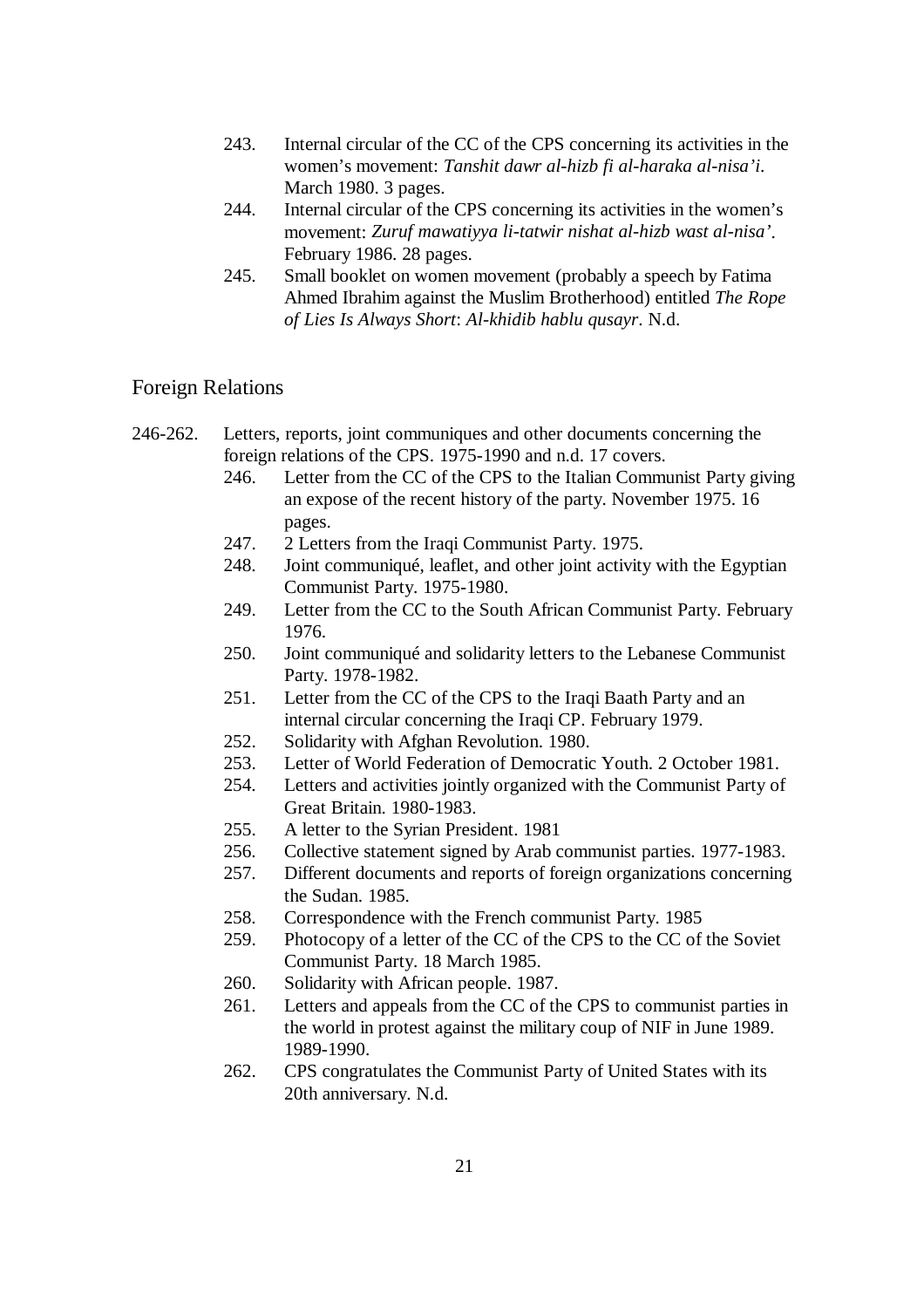243. Internal circular of the CC of the CPS concerning its activities in the women's movement: *Tanshit dawr al-hizb fi al-haraka al-nisa'i*. March 1980. 3 pages.
244. Internal circular of the CPS concerning its activities in the women's movement: *Zuruf mawatiyya li-tatwir nishat al-hizb wast al-nisa'*. February 1986. 28 pages.
245. Small booklet on women movement (probably a speech by Fatima Ahmed Ibrahim against the Muslim Brotherhood) entitled *The Rope of Lies Is Always Short*: *Al-khidib hablu qusayr*. N.d.

## Foreign Relations

246-262. Letters, reports, joint communiques and other documents concerning the foreign relations of the CPS. 1975-1990 and n.d. 17 covers.

246. Letter from the CC of the CPS to the Italian Communist Party giving an expose of the recent history of the party. November 1975. 16 pages.
247. 2 Letters from the Iraqi Communist Party. 1975.
248. Joint communiqué, leaflet, and other joint activity with the Egyptian Communist Party. 1975-1980.
249. Letter from the CC to the South African Communist Party. February 1976.
250. Joint communiqué and solidarity letters to the Lebanese Communist Party. 1978-1982.
251. Letter from the CC of the CPS to the Iraqi Baath Party and an internal circular concerning the Iraqi CP. February 1979.
252. Solidarity with Afghan Revolution. 1980.
253. Letter of World Federation of Democratic Youth. 2 October 1981.
254. Letters and activities jointly organized with the Communist Party of Great Britain. 1980-1983.
255. A letter to the Syrian President. 1981
256. Collective statement signed by Arab communist parties. 1977-1983.
257. Different documents and reports of foreign organizations concerning the Sudan. 1985.
258. Correspondence with the French communist Party. 1985
259. Photocopy of a letter of the CC of the CPS to the CC of the Soviet Communist Party. 18 March 1985.
260. Solidarity with African people. 1987.
261. Letters and appeals from the CC of the CPS to communist parties in the world in protest against the military coup of NIF in June 1989. 1989-1990.
262. CPS congratulates the Communist Party of United States with its 20th anniversary. N.d.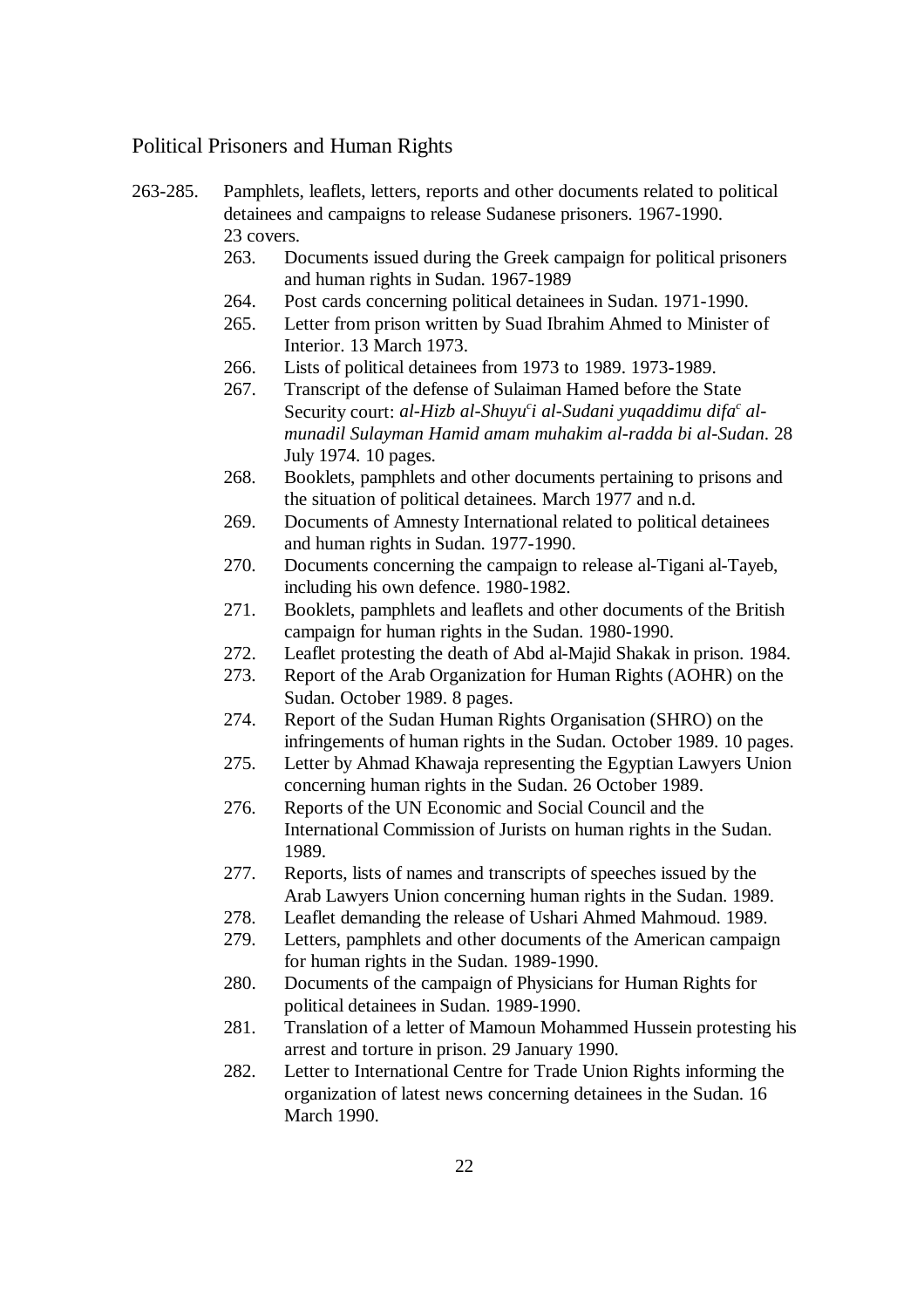## Political Prisoners and Human Rights

263-285. Pamphlets, leaflets, letters, reports and other documents related to political detainees and campaigns to release Sudanese prisoners. 1967-1990. 23 covers.

- 263. Documents issued during the Greek campaign for political prisoners and human rights in Sudan. 1967-1989
- 264. Post cards concerning political detainees in Sudan. 1971-1990.
- 265. Letter from prison written by Suad Ibrahim Ahmed to Minister of Interior. 13 March 1973.
- 266. Lists of political detainees from 1973 to 1989. 1973-1989.
- 267. Transcript of the defense of Sulaiman Hamed before the State Security court: *al-Hizb al-Shuyu*[c]*i al-Sudani yuqaddimu difa*[c] *al-munadil Sulayman Hamid amam muhakim al-radda bi al-Sudan*. 28 July 1974. 10 pages.
- 268. Booklets, pamphlets and other documents pertaining to prisons and the situation of political detainees. March 1977 and n.d.
- 269. Documents of Amnesty International related to political detainees and human rights in Sudan. 1977-1990.
- 270. Documents concerning the campaign to release al-Tigani al-Tayeb, including his own defence. 1980-1982.
- 271. Booklets, pamphlets and leaflets and other documents of the British campaign for human rights in the Sudan. 1980-1990.
- 272. Leaflet protesting the death of Abd al-Majid Shakak in prison. 1984.
- 273. Report of the Arab Organization for Human Rights (AOHR) on the Sudan. October 1989. 8 pages.
- 274. Report of the Sudan Human Rights Organisation (SHRO) on the infringements of human rights in the Sudan. October 1989. 10 pages.
- 275. Letter by Ahmad Khawaja representing the Egyptian Lawyers Union concerning human rights in the Sudan. 26 October 1989.
- 276. Reports of the UN Economic and Social Council and the International Commission of Jurists on human rights in the Sudan. 1989.
- 277. Reports, lists of names and transcripts of speeches issued by the Arab Lawyers Union concerning human rights in the Sudan. 1989.
- 278. Leaflet demanding the release of Ushari Ahmed Mahmoud. 1989.
- 279. Letters, pamphlets and other documents of the American campaign for human rights in the Sudan. 1989-1990.
- 280. Documents of the campaign of Physicians for Human Rights for political detainees in Sudan. 1989-1990.
- 281. Translation of a letter of Mamoun Mohammed Hussein protesting his arrest and torture in prison. 29 January 1990.
- 282. Letter to International Centre for Trade Union Rights informing the organization of latest news concerning detainees in the Sudan. 16 March 1990.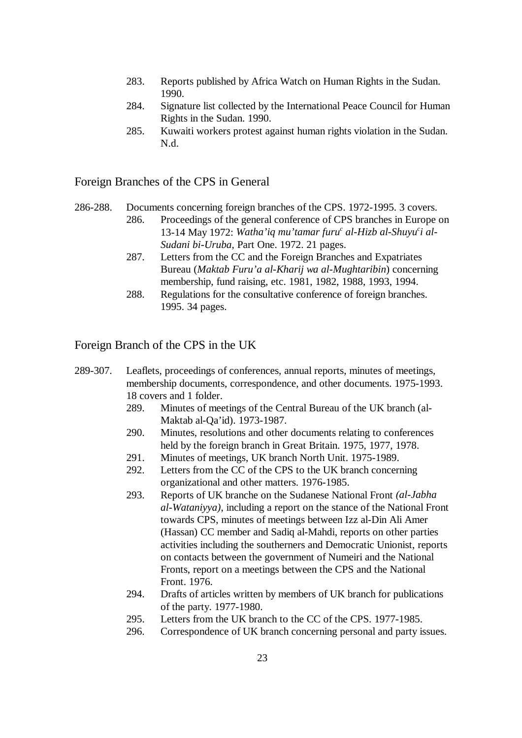283. Reports published by Africa Watch on Human Rights in the Sudan. 1990.
284. Signature list collected by the International Peace Council for Human Rights in the Sudan. 1990.
285. Kuwaiti workers protest against human rights violation in the Sudan. N.d.

## Foreign Branches of the CPS in General

286-288. Documents concerning foreign branches of the CPS. 1972-1995. 3 covers.

- 286. Proceedings of the general conference of CPS branches in Europe on 13-14 May 1972: *Watha'iq mu'tamar furu*[c] *al-Hizb al-Shuyu*[c]*i al-Sudani bi-Uruba*, Part One. 1972. 21 pages.
- 287. Letters from the CC and the Foreign Branches and Expatriates Bureau (*Maktab Furu'a al-Kharij wa al-Mughtaribin*) concerning membership, fund raising, etc. 1981, 1982, 1988, 1993, 1994.
- 288. Regulations for the consultative conference of foreign branches. 1995. 34 pages.

## Foreign Branch of the CPS in the UK

289-307. Leaflets, proceedings of conferences, annual reports, minutes of meetings, membership documents, correspondence, and other documents. 1975-1993. 18 covers and 1 folder.

- 289. Minutes of meetings of the Central Bureau of the UK branch (al-Maktab al-Qa'id). 1973-1987.
- 290. Minutes, resolutions and other documents relating to conferences held by the foreign branch in Great Britain. 1975, 1977, 1978.
- 291. Minutes of meetings, UK branch North Unit. 1975-1989.
- 292. Letters from the CC of the CPS to the UK branch concerning organizational and other matters. 1976-1985.
- 293. Reports of UK branche on the Sudanese National Front *(al-Jabha al-Wataniyya)*, including a report on the stance of the National Front towards CPS, minutes of meetings between Izz al-Din Ali Amer (Hassan) CC member and Sadiq al-Mahdi, reports on other parties activities including the southerners and Democratic Unionist, reports on contacts between the government of Numeiri and the National Fronts, report on a meetings between the CPS and the National Front. 1976.
- 294. Drafts of articles written by members of UK branch for publications of the party. 1977-1980.
- 295. Letters from the UK branch to the CC of the CPS. 1977-1985.
- 296. Correspondence of UK branch concerning personal and party issues.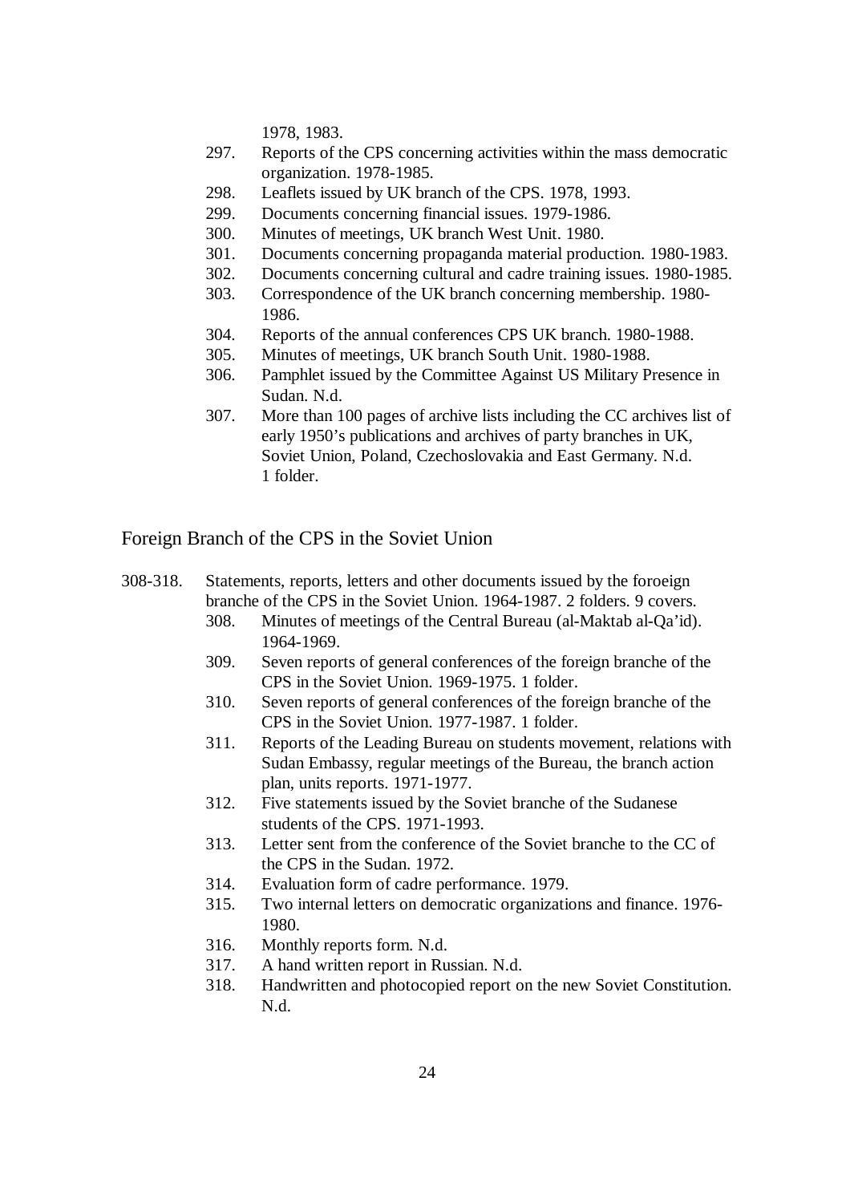1978, 1983.

297. Reports of the CPS concerning activities within the mass democratic organization. 1978-1985.
298. Leaflets issued by UK branch of the CPS. 1978, 1993.
299. Documents concerning financial issues. 1979-1986.
300. Minutes of meetings, UK branch West Unit. 1980.
301. Documents concerning propaganda material production. 1980-1983.
302. Documents concerning cultural and cadre training issues. 1980-1985.
303. Correspondence of the UK branch concerning membership. 1980-1986.
304. Reports of the annual conferences CPS UK branch. 1980-1988.
305. Minutes of meetings, UK branch South Unit. 1980-1988.
306. Pamphlet issued by the Committee Against US Military Presence in Sudan. N.d.
307. More than 100 pages of archive lists including the CC archives list of early 1950's publications and archives of party branches in UK, Soviet Union, Poland, Czechoslovakia and East Germany. N.d. 1 folder.

## Foreign Branch of the CPS in the Soviet Union

308-318. Statements, reports, letters and other documents issued by the foroeign branche of the CPS in the Soviet Union. 1964-1987. 2 folders. 9 covers.

308. Minutes of meetings of the Central Bureau (al-Maktab al-Qa'id). 1964-1969.
309. Seven reports of general conferences of the foreign branche of the CPS in the Soviet Union. 1969-1975. 1 folder.
310. Seven reports of general conferences of the foreign branche of the CPS in the Soviet Union. 1977-1987. 1 folder.
311. Reports of the Leading Bureau on students movement, relations with Sudan Embassy, regular meetings of the Bureau, the branch action plan, units reports. 1971-1977.
312. Five statements issued by the Soviet branche of the Sudanese students of the CPS. 1971-1993.
313. Letter sent from the conference of the Soviet branche to the CC of the CPS in the Sudan. 1972.
314. Evaluation form of cadre performance. 1979.
315. Two internal letters on democratic organizations and finance. 1976-1980.
316. Monthly reports form. N.d.
317. A hand written report in Russian. N.d.
318. Handwritten and photocopied report on the new Soviet Constitution. N.d.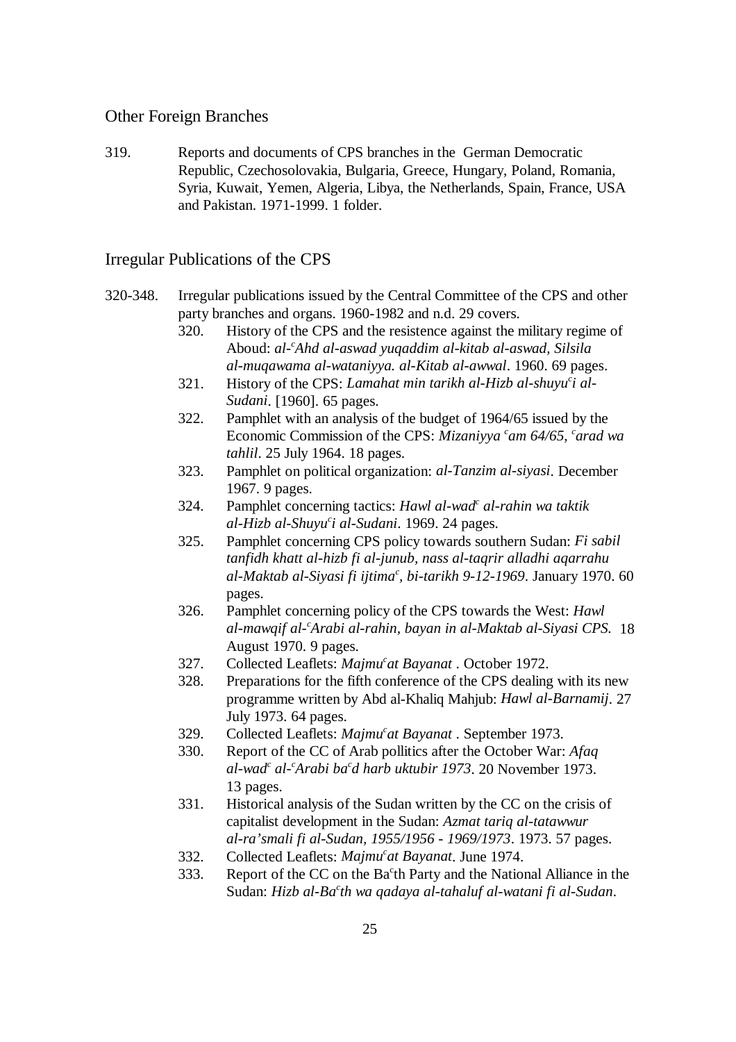## Other Foreign Branches

319. Reports and documents of CPS branches in the German Democratic Republic, Czechosolovakia, Bulgaria, Greece, Hungary, Poland, Romania, Syria, Kuwait, Yemen, Algeria, Libya, the Netherlands, Spain, France, USA and Pakistan. 1971-1999. 1 folder.

## Irregular Publications of the CPS

320-348. Irregular publications issued by the Central Committee of the CPS and other party branches and organs. 1960-1982 and n.d. 29 covers.

- 320. History of the CPS and the resistence against the military regime of Aboud: *al-cAhd al-aswad yuqaddim al-kitab al-aswad, Silsila al-muqawama al-wataniyya. al-Kitab al-awwal*. 1960. 69 pages.
- 321. History of the CPS: *Lamahat min tarikh al-Hizb al-shuyuci al-Sudani*. [1960]. 65 pages.
- 322. Pamphlet with an analysis of the budget of 1964/65 issued by the Economic Commission of the CPS: *Mizaniyya cam 64/65, carad wa tahlil*. 25 July 1964. 18 pages.
- 323. Pamphlet on political organization: *al-Tanzim al-siyasi*. December 1967. 9 pages.
- 324. Pamphlet concerning tactics: *Hawl al-wadc al-rahin wa taktik al-Hizb al-Shuyuci al-Sudani*. 1969. 24 pages.
- 325. Pamphlet concerning CPS policy towards southern Sudan: *Fi sabil tanfidh khatt al-hizb fi al-junub, nass al-taqrir alladhi aqarrahu al-Maktab al-Siyasi fi ijtimac, bi-tarikh 9-12-1969*. January 1970. 60 pages.
- 326. Pamphlet concerning policy of the CPS towards the West: *Hawl al-mawqif al-cArabi al-rahin, bayan in al-Maktab al-Siyasi CPS.* 18 August 1970. 9 pages.
- 327. Collected Leaflets: *Majmucat Bayanat* . October 1972.
- 328. Preparations for the fifth conference of the CPS dealing with its new programme written by Abd al-Khaliq Mahjub: *Hawl al-Barnamij*. 27 July 1973. 64 pages.
- 329. Collected Leaflets: *Majmucat Bayanat* . September 1973.
- 330. Report of the CC of Arab pollitics after the October War: *Afaq al-wadc al-cArabi bacd harb uktubir 1973*. 20 November 1973. 13 pages.
- 331. Historical analysis of the Sudan written by the CC on the crisis of capitalist development in the Sudan: *Azmat tariq al-tatawwur al-ra'smali fi al-Sudan, 1955/1956 - 1969/1973*. 1973. 57 pages.
- 332. Collected Leaflets: *Majmucat Bayanat*. June 1974.
- 333. Report of the CC on the Bacth Party and the National Alliance in the Sudan: *Hizb al-Bacth wa qadaya al-tahaluf al-watani fi al-Sudan*.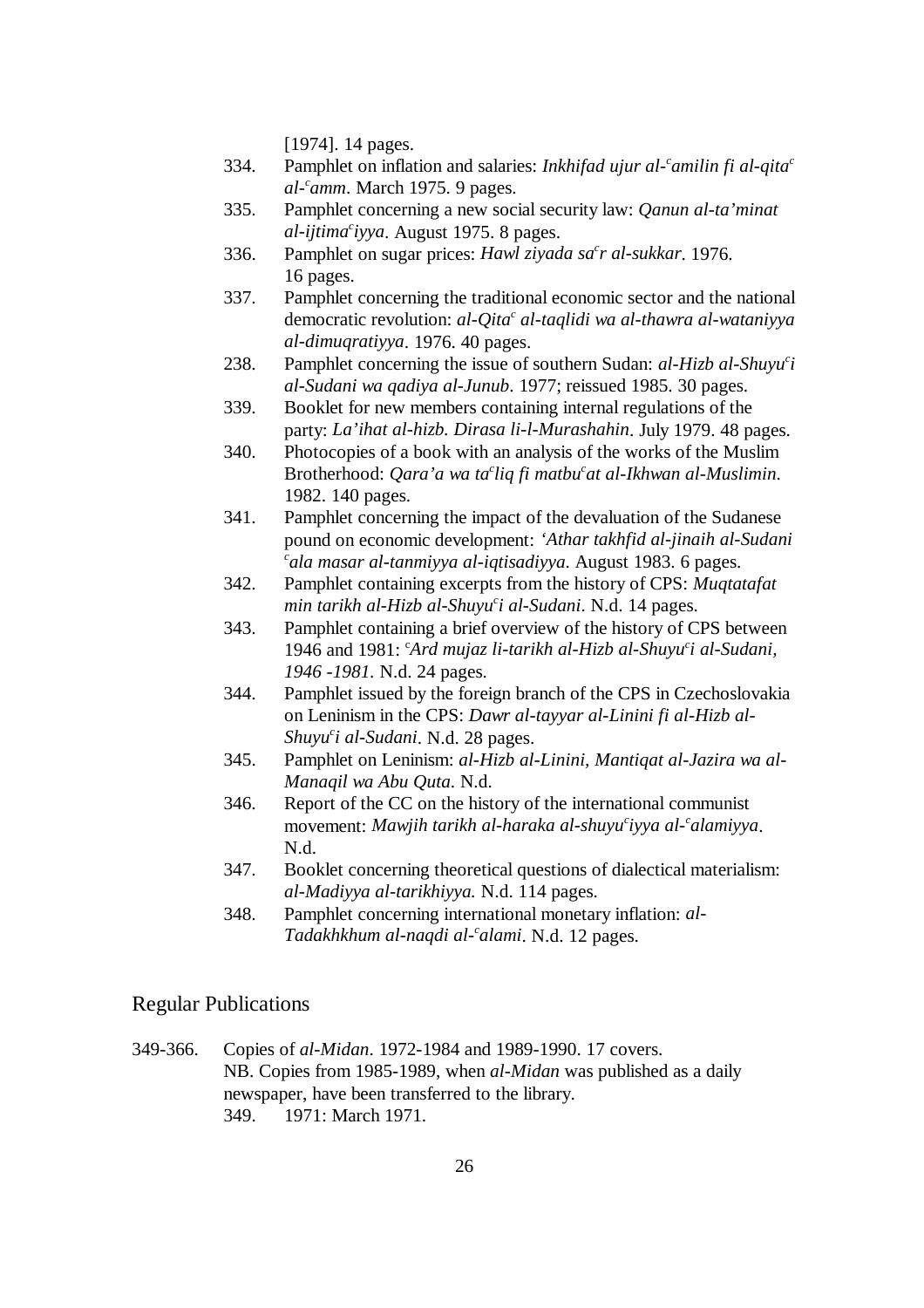[1974]. 14 pages.

334. Pamphlet on inflation and salaries: *Inkhifad ujur al-ᶜamilin fi al-qitaᶜ al-ᶜamm*. March 1975. 9 pages.

335. Pamphlet concerning a new social security law: *Qanun al-ta'minat al-ijtimaᶜiyya*. August 1975. 8 pages.

336. Pamphlet on sugar prices: *Hawl ziyada saᶜr al-sukkar*. 1976. 16 pages.

337. Pamphlet concerning the traditional economic sector and the national democratic revolution: *al-Qitaᶜ al-taqlidi wa al-thawra al-wataniyya al-dimuqratiyya*. 1976. 40 pages.

238. Pamphlet concerning the issue of southern Sudan: *al-Hizb al-Shuyuᶜi al-Sudani wa qadiya al-Junub*. 1977; reissued 1985. 30 pages.

339. Booklet for new members containing internal regulations of the party: *La'ihat al-hizb. Dirasa li-l-Murashahin*. July 1979. 48 pages.

340. Photocopies of a book with an analysis of the works of the Muslim Brotherhood: *Qara'a wa taᶜliq fi matbuᶜat al-Ikhwan al-Muslimin*. 1982. 140 pages.

341. Pamphlet concerning the impact of the devaluation of the Sudanese pound on economic development: *'Athar takhfid al-jinaih al-Sudani ᶜala masar al-tanmiyya al-iqtisadiyya*. August 1983. 6 pages.

342. Pamphlet containing excerpts from the history of CPS: *Muqtatafat min tarikh al-Hizb al-Shuyuᶜi al-Sudani*. N.d. 14 pages.

343. Pamphlet containing a brief overview of the history of CPS between 1946 and 1981: *ᶜArd mujaz li-tarikh al-Hizb al-Shuyuᶜi al-Sudani, 1946 -1981*. N.d. 24 pages.

344. Pamphlet issued by the foreign branch of the CPS in Czechoslovakia on Leninism in the CPS: *Dawr al-tayyar al-Linini fi al-Hizb al-Shuyuᶜi al-Sudani*. N.d. 28 pages.

345. Pamphlet on Leninism: *al-Hizb al-Linini, Mantiqat al-Jazira wa al-Manaqil wa Abu Quta*. N.d.

346. Report of the CC on the history of the international communist movement: *Mawjih tarikh al-haraka al-shuyuᶜiyya al-ᶜalamiyya*. N.d.

347. Booklet concerning theoretical questions of dialectical materialism: *al-Madiyya al-tarikhiyya.* N.d. 114 pages.

348. Pamphlet concerning international monetary inflation: *al-Tadakhkhum al-naqdi al-ᶜalami*. N.d. 12 pages.

## Regular Publications

349-366. Copies of *al-Midan*. 1972-1984 and 1989-1990. 17 covers.
NB. Copies from 1985-1989, when *al-Midan* was published as a daily newspaper, have been transferred to the library.

349. 1971: March 1971.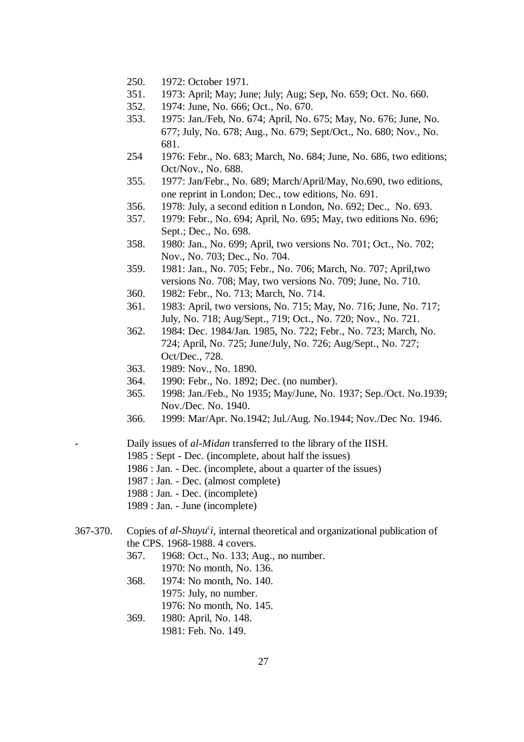250. 1972: October 1971.
351. 1973: April; May; June; July; Aug; Sep, No. 659; Oct. No. 660.
352. 1974: June, No. 666; Oct., No. 670.
353. 1975: Jan./Feb, No. 674; April, No. 675; May, No. 676; June, No. 677; July, No. 678; Aug., No. 679; Sept/Oct., No. 680; Nov., No. 681.
254 1976: Febr., No. 683; March, No. 684; June, No. 686, two editions; Oct/Nov., No. 688.
355. 1977: Jan/Febr., No. 689; March/April/May, No.690, two editions, one reprint in London; Dec., tow editions, No. 691.
356. 1978: July, a second edition n London, No. 692; Dec., No. 693.
357. 1979: Febr., No. 694; April, No. 695; May, two editions No. 696; Sept.; Dec., No. 698.
358. 1980: Jan., No. 699; April, two versions No. 701; Oct., No. 702; Nov., No. 703; Dec., No. 704.
359. 1981: Jan., No. 705; Febr., No. 706; March, No. 707; April,two versions No. 708; May, two versions No. 709; June, No. 710.
360. 1982: Febr., No. 713; March, No. 714.
361. 1983: April, two versions, No. 715; May, No. 716; June, No. 717; July, No. 718; Aug/Sept., 719; Oct., No. 720; Nov., No. 721.
362. 1984: Dec. 1984/Jan. 1985, No. 722; Febr., No. 723; March, No. 724; April, No. 725; June/July, No. 726; Aug/Sept., No. 727; Oct/Dec., 728.
363. 1989: Nov., No. 1890.
364. 1990: Febr., No. 1892; Dec. (no number).
365. 1998: Jan./Feb., No 1935; May/June, No. 1937; Sep./Oct. No.1939; Nov./Dec. No. 1940.
366. 1999: Mar/Apr. No.1942; Jul./Aug. No.1944; Nov./Dec No. 1946.

- Daily issues of *al-Midan* transferred to the library of the IISH.
  1985 : Sept - Dec. (incomplete, about half the issues)
  1986 : Jan. - Dec. (incomplete, about a quarter of the issues)
  1987 : Jan. - Dec. (almost complete)
  1988 : Jan. - Dec. (incomplete)
  1989 : Jan. - June (incomplete)

367-370. Copies of *al-Shuyu*[c]*i*, internal theoretical and organizational publication of the CPS. 1968-1988. 4 covers.
367. 1968: Oct., No. 133; Aug., no number.
     1970: No month, No. 136.
368. 1974: No month, No. 140.
     1975: July, no number.
     1976: No month, No. 145.
369. 1980: April, No. 148.
     1981: Feb. No. 149.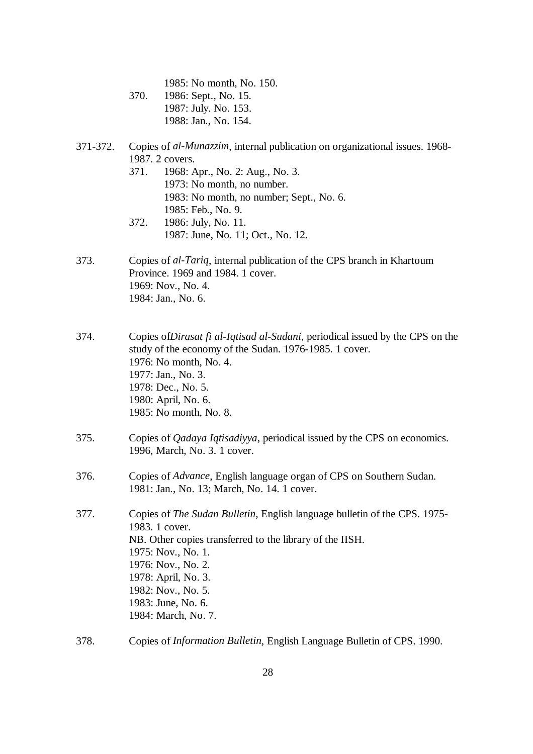1985: No month, No. 150.

370. 1986: Sept., No. 15.
1987: July. No. 153.
1988: Jan., No. 154.

371-372. Copies of *al-Munazzim*, internal publication on organizational issues. 1968-1987. 2 covers.

371. 1968: Apr., No. 2: Aug., No. 3.
1973: No month, no number.
1983: No month, no number; Sept., No. 6.
1985: Feb., No. 9.

372. 1986: July, No. 11.
1987: June, No. 11; Oct., No. 12.

373. Copies of *al-Tariq*, internal publication of the CPS branch in Khartoum Province. 1969 and 1984. 1 cover.
1969: Nov., No. 4.
1984: Jan., No. 6.

374. Copies of*Dirasat fi al-Iqtisad al-Sudani*, periodical issued by the CPS on the study of the economy of the Sudan. 1976-1985. 1 cover.
1976: No month, No. 4.
1977: Jan., No. 3.
1978: Dec., No. 5.
1980: April, No. 6.
1985: No month, No. 8.

375. Copies of *Qadaya Iqtisadiyya*, periodical issued by the CPS on economics. 1996, March, No. 3. 1 cover.

376. Copies of *Advance*, English language organ of CPS on Southern Sudan. 1981: Jan., No. 13; March, No. 14. 1 cover.

377. Copies of *The Sudan Bulletin*, English language bulletin of the CPS. 1975-1983. 1 cover.
NB. Other copies transferred to the library of the IISH.
1975: Nov., No. 1.
1976: Nov., No. 2.
1978: April, No. 3.
1982: Nov., No. 5.
1983: June, No. 6.
1984: March, No. 7.

378. Copies of *Information Bulletin*, English Language Bulletin of CPS. 1990.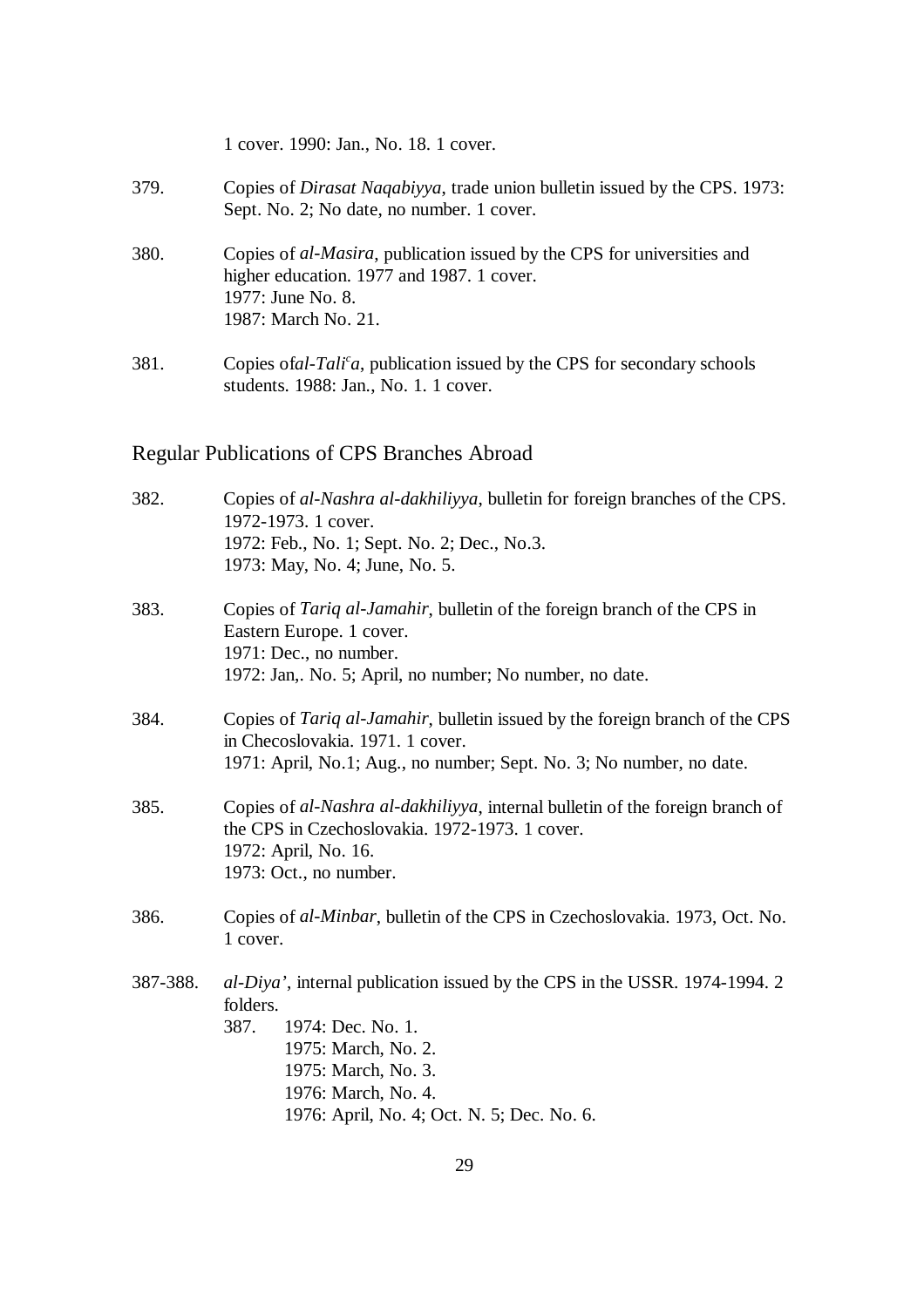1 cover. 1990: Jan., No. 18. 1 cover.

379. Copies of *Dirasat Naqabiyya*, trade union bulletin issued by the CPS. 1973: Sept. No. 2; No date, no number. 1 cover.

380. Copies of *al-Masira*, publication issued by the CPS for universities and higher education. 1977 and 1987. 1 cover.
1977: June No. 8.
1987: March No. 21.

381. Copies of*al-Taliᶜa*, publication issued by the CPS for secondary schools students. 1988: Jan., No. 1. 1 cover.

## Regular Publications of CPS Branches Abroad

382. Copies of *al-Nashra al-dakhiliyya*, bulletin for foreign branches of the CPS. 1972-1973. 1 cover.
1972: Feb., No. 1; Sept. No. 2; Dec., No.3.
1973: May, No. 4; June, No. 5.

383. Copies of *Tariq al-Jamahir*, bulletin of the foreign branch of the CPS in Eastern Europe. 1 cover.
1971: Dec., no number.
1972: Jan,. No. 5; April, no number; No number, no date.

384. Copies of *Tariq al-Jamahir*, bulletin issued by the foreign branch of the CPS in Checoslovakia. 1971. 1 cover.
1971: April, No.1; Aug., no number; Sept. No. 3; No number, no date.

385. Copies of *al-Nashra al-dakhiliyya*, internal bulletin of the foreign branch of the CPS in Czechoslovakia. 1972-1973. 1 cover.
1972: April, No. 16.
1973: Oct., no number.

386. Copies of *al-Minbar*, bulletin of the CPS in Czechoslovakia. 1973, Oct. No. 1 cover.

387-388. *al-Diya'*, internal publication issued by the CPS in the USSR. 1974-1994. 2 folders.
387. 1974: Dec. No. 1.
1975: March, No. 2.
1975: March, No. 3.
1976: March, No. 4.
1976: April, No. 4; Oct. N. 5; Dec. No. 6.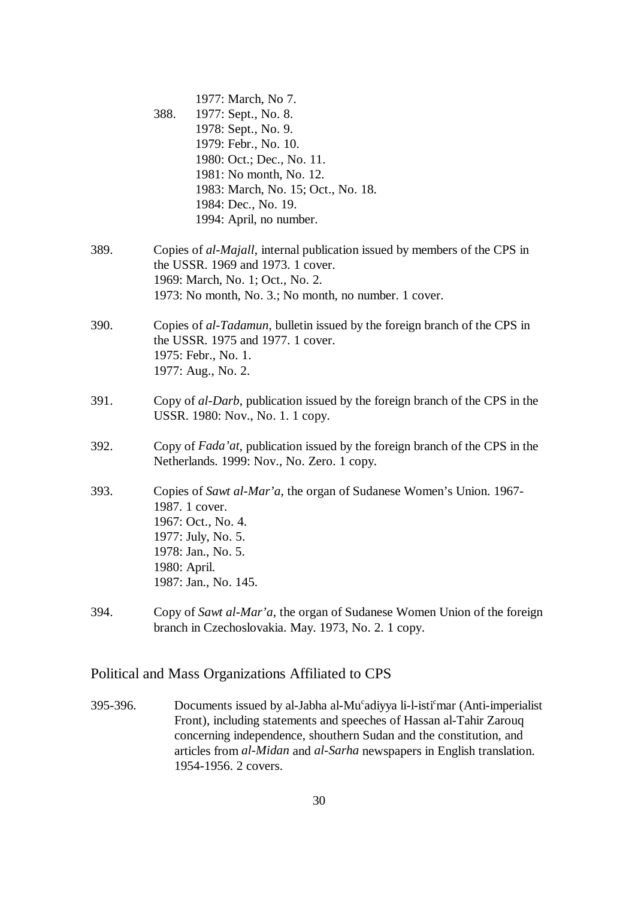1977: March, No 7.

388. 1977: Sept., No. 8.
1978: Sept., No. 9.
1979: Febr., No. 10.
1980: Oct.; Dec., No. 11.
1981: No month, No. 12.
1983: March, No. 15; Oct., No. 18.
1984: Dec., No. 19.
1994: April, no number.

389. Copies of *al-Majall*, internal publication issued by members of the CPS in the USSR. 1969 and 1973. 1 cover.
1969: March, No. 1; Oct., No. 2.
1973: No month, No. 3.; No month, no number. 1 cover.

390. Copies of *al-Tadamun*, bulletin issued by the foreign branch of the CPS in the USSR. 1975 and 1977. 1 cover.
1975: Febr., No. 1.
1977: Aug., No. 2.

391. Copy of *al-Darb*, publication issued by the foreign branch of the CPS in the USSR. 1980: Nov., No. 1. 1 copy.

392. Copy of *Fada'at*, publication issued by the foreign branch of the CPS in the Netherlands. 1999: Nov., No. Zero. 1 copy.

393. Copies of *Sawt al-Mar'a*, the organ of Sudanese Women's Union. 1967-1987. 1 cover.
1967: Oct., No. 4.
1977: July, No. 5.
1978: Jan., No. 5.
1980: April.
1987: Jan., No. 145.

394. Copy of *Sawt al-Mar'a*, the organ of Sudanese Women Union of the foreign branch in Czechoslovakia. May. 1973, No. 2. 1 copy.

## Political and Mass Organizations Affiliated to CPS

395-396. Documents issued by al-Jabha al-Muᶜadiyya li-l-istiᶜmar (Anti-imperialist Front), including statements and speeches of Hassan al-Tahir Zarouq concerning independence, shouthern Sudan and the constitution, and articles from *al-Midan* and *al-Sarha* newspapers in English translation. 1954-1956. 2 covers.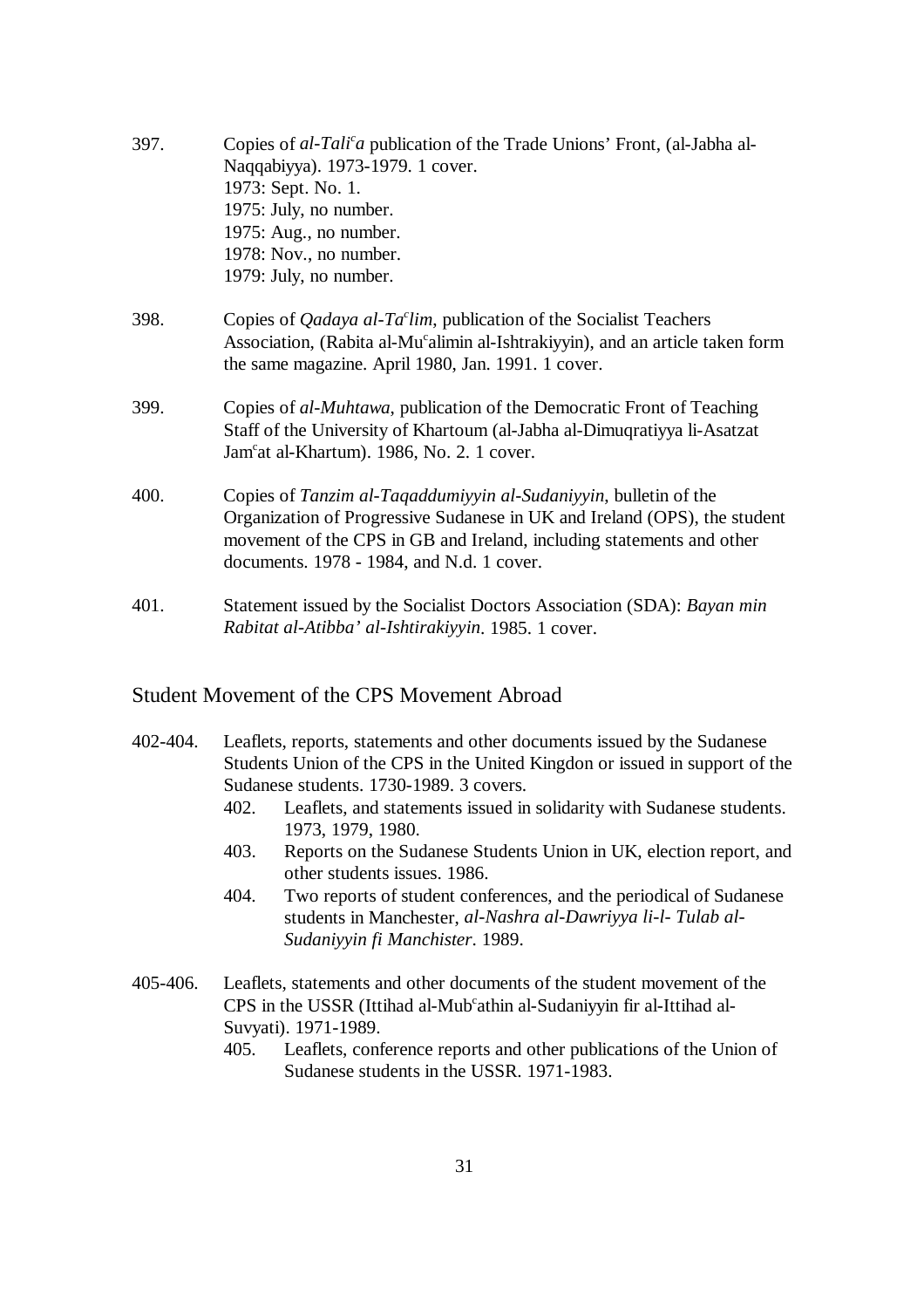397. Copies of *al-Tali^c^a* publication of the Trade Unions' Front, (al-Jabha al-Naqqabiyya). 1973-1979. 1 cover.
   1973: Sept. No. 1.
   1975: July, no number.
   1975: Aug., no number.
   1978: Nov., no number.
   1979: July, no number.

398. Copies of *Qadaya al-Ta^c^lim*, publication of the Socialist Teachers Association, (Rabita al-Mu^c^alimin al-Ishtrakiyyin), and an article taken form the same magazine. April 1980, Jan. 1991. 1 cover.

399. Copies of *al-Muhtawa*, publication of the Democratic Front of Teaching Staff of the University of Khartoum (al-Jabha al-Dimuqratiyya li-Asatzat Jam^c^at al-Khartum). 1986, No. 2. 1 cover.

400. Copies of *Tanzim al-Taqaddumiyyin al-Sudaniyyin*, bulletin of the Organization of Progressive Sudanese in UK and Ireland (OPS), the student movement of the CPS in GB and Ireland, including statements and other documents. 1978 - 1984, and N.d. 1 cover.

401. Statement issued by the Socialist Doctors Association (SDA): *Bayan min Rabitat al-Atibba' al-Ishtirakiyyin*. 1985. 1 cover.

## Student Movement of the CPS Movement Abroad

402-404. Leaflets, reports, statements and other documents issued by the Sudanese Students Union of the CPS in the United Kingdon or issued in support of the Sudanese students. 1730-1989. 3 covers.
   - 402. Leaflets, and statements issued in solidarity with Sudanese students. 1973, 1979, 1980.
   - 403. Reports on the Sudanese Students Union in UK, election report, and other students issues. 1986.
   - 404. Two reports of student conferences, and the periodical of Sudanese students in Manchester, *al-Nashra al-Dawriyya li-l- Tulab al-Sudaniyyin fi Manchister*. 1989.

405-406. Leaflets, statements and other documents of the student movement of the CPS in the USSR (Ittihad al-Mub^c^athin al-Sudaniyyin fir al-Ittihad al-Suvyati). 1971-1989.
   - 405. Leaflets, conference reports and other publications of the Union of Sudanese students in the USSR. 1971-1983.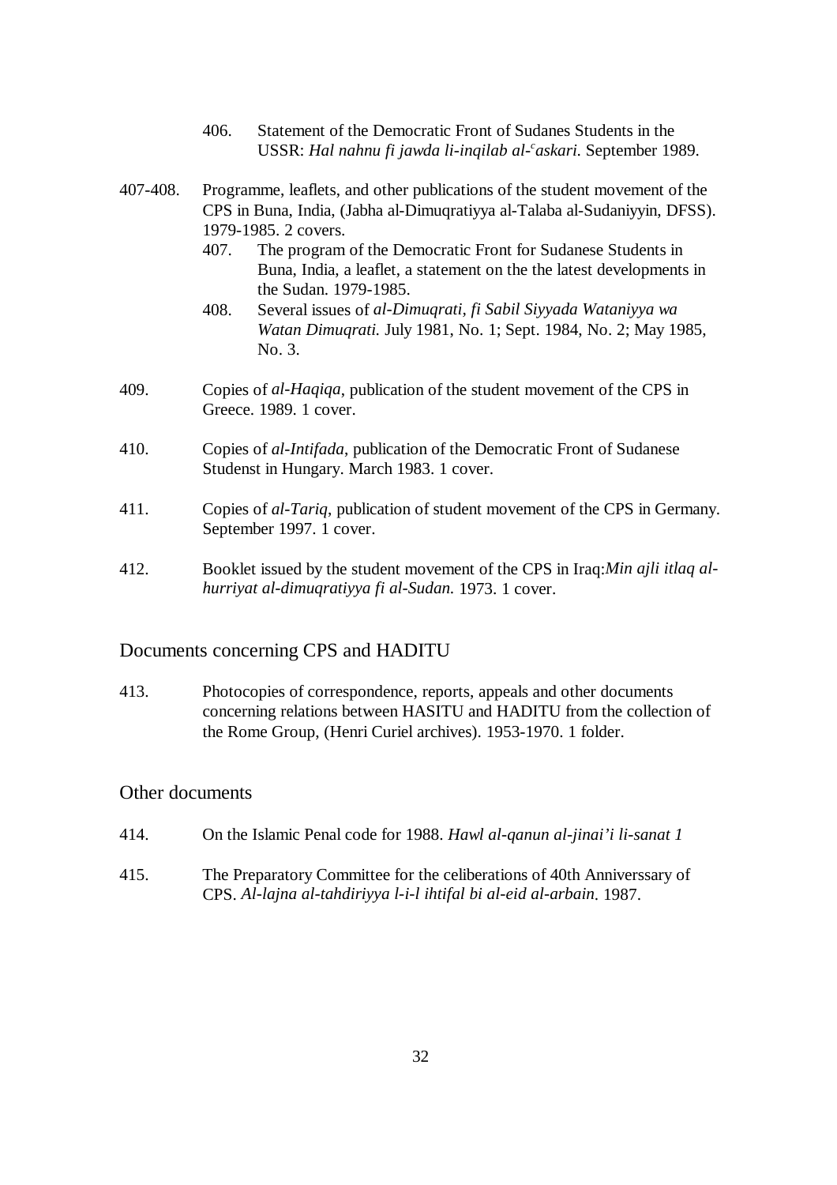406. Statement of the Democratic Front of Sudanes Students in the USSR: *Hal nahnu fi jawda li-inqilab al-ᶜaskari.* September 1989.

407-408. Programme, leaflets, and other publications of the student movement of the CPS in Buna, India, (Jabha al-Dimuqratiyya al-Talaba al-Sudaniyyin, DFSS). 1979-1985. 2 covers.

407. The program of the Democratic Front for Sudanese Students in Buna, India, a leaflet, a statement on the the latest developments in the Sudan. 1979-1985.

408. Several issues of *al-Dimuqrati, fi Sabil Siyyada Wataniyya wa Watan Dimuqrati.* July 1981, No. 1; Sept. 1984, No. 2; May 1985, No. 3.

409. Copies of *al-Haqiqa*, publication of the student movement of the CPS in Greece. 1989. 1 cover.

410. Copies of *al-Intifada*, publication of the Democratic Front of Sudanese Studenst in Hungary. March 1983. 1 cover.

411. Copies of *al-Tariq*, publication of student movement of the CPS in Germany. September 1997. 1 cover.

412. Booklet issued by the student movement of the CPS in Iraq:*Min ajli itlaq al-hurriyat al-dimuqratiyya fi al-Sudan.* 1973. 1 cover.

## Documents concerning CPS and HADITU

413. Photocopies of correspondence, reports, appeals and other documents concerning relations between HASITU and HADITU from the collection of the Rome Group, (Henri Curiel archives). 1953-1970. 1 folder.

## Other documents

414. On the Islamic Penal code for 1988. *Hawl al-qanun al-jinai'i li-sanat 1*

415. The Preparatory Committee for the celiberations of 40th Anniverssary of CPS. *Al-lajna al-tahdiriyya l-i-l ihtifal bi al-eid al-arbain*. 1987.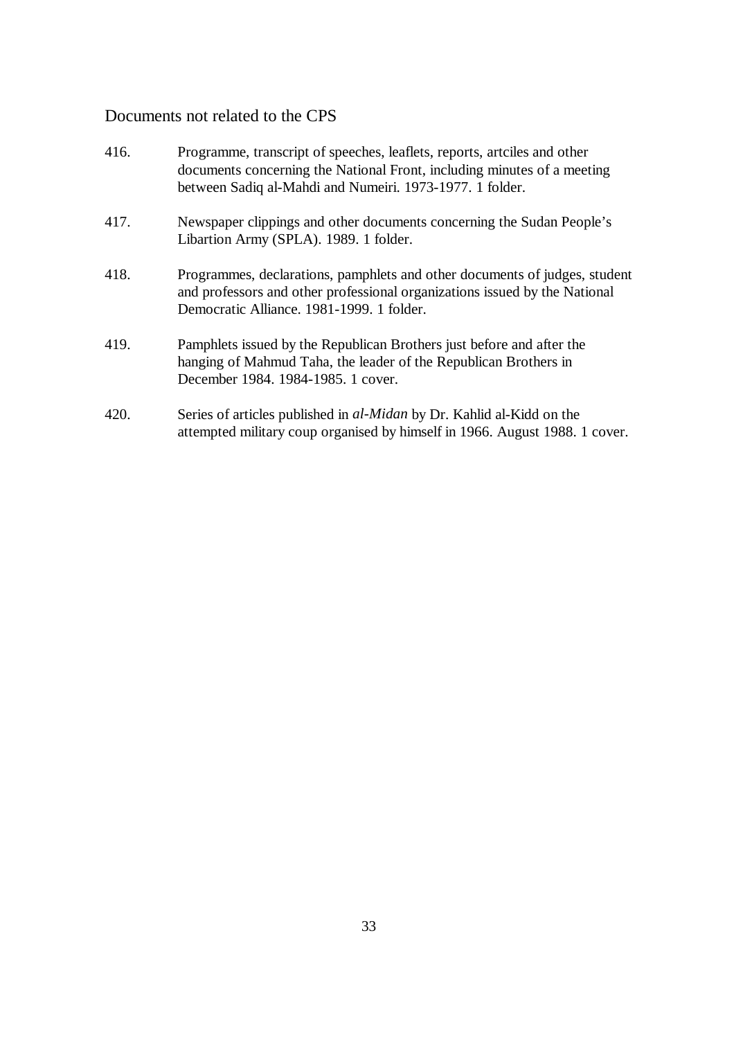## Documents not related to the CPS

416. Programme, transcript of speeches, leaflets, reports, artciles and other documents concerning the National Front, including minutes of a meeting between Sadiq al-Mahdi and Numeiri. 1973-1977. 1 folder.

417. Newspaper clippings and other documents concerning the Sudan People's Libartion Army (SPLA). 1989. 1 folder.

418. Programmes, declarations, pamphlets and other documents of judges, student and professors and other professional organizations issued by the National Democratic Alliance. 1981-1999. 1 folder.

419. Pamphlets issued by the Republican Brothers just before and after the hanging of Mahmud Taha, the leader of the Republican Brothers in December 1984. 1984-1985. 1 cover.

420. Series of articles published in *al-Midan* by Dr. Kahlid al-Kidd on the attempted military coup organised by himself in 1966. August 1988. 1 cover.